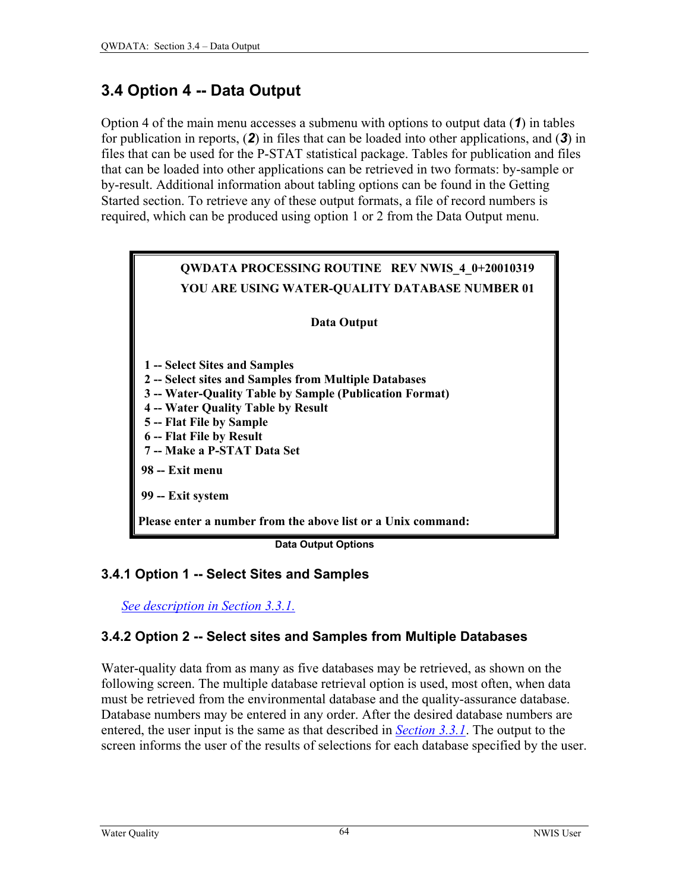## 3.4 Option 4 -- Data Output

Option 4 of the main menu accesses a submenu with options to output data (***1***) in tables for publication in reports, (***2***) in files that can be loaded into other applications, and (***3***) in files that can be used for the P-STAT statistical package. Tables for publication and files that can be loaded into other applications can be retrieved in two formats: by-sample or by-result. Additional information about tabling options can be found in the Getting Started section. To retrieve any of these output formats, a file of record numbers is required, which can be produced using option 1 or 2 from the Data Output menu.

```
        QWDATA PROCESSING ROUTINE   REV NWIS_4_0+20010319
        YOU ARE USING WATER-QUALITY DATABASE NUMBER 01

                          Data Output

 1 -- Select Sites and Samples
 2 -- Select sites and Samples from Multiple Databases
 3 -- Water-Quality Table by Sample (Publication Format)
 4 -- Water Quality Table by Result
 5 -- Flat File by Sample
 6 -- Flat File by Result
 7 -- Make a P-STAT Data Set
98 -- Exit menu

99 -- Exit system

Please enter a number from the above list or a Unix command:
```

**Data Output Options**

### 3.4.1 Option 1 -- Select Sites and Samples

*See description in Section 3.3.1.*

### 3.4.2 Option 2 -- Select sites and Samples from Multiple Databases

Water-quality data from as many as five databases may be retrieved, as shown on the following screen. The multiple database retrieval option is used, most often, when data must be retrieved from the environmental database and the quality-assurance database. Database numbers may be entered in any order. After the desired database numbers are entered, the user input is the same as that described in *Section 3.3.1*. The output to the screen informs the user of the results of selections for each database specified by the user.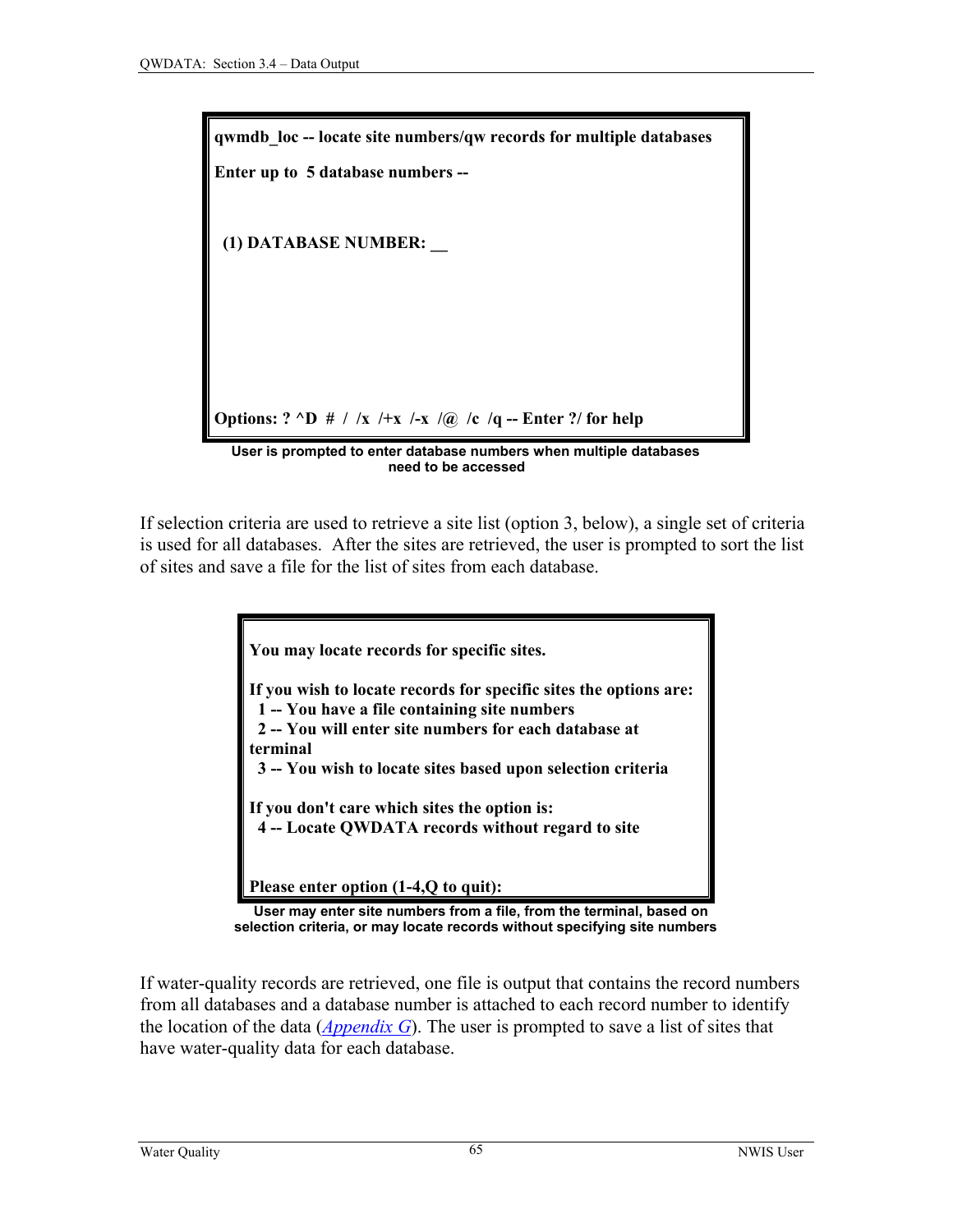```
qwmdb_loc -- locate site numbers/qw records for multiple databases

Enter up to  5 database numbers --


 (1) DATABASE NUMBER: __







Options: ? ^D  #  /  /x  /+x  /-x  /@  /c  /q -- Enter ?/ for help
```

**User is prompted to enter database numbers when multiple databases need to be accessed**

If selection criteria are used to retrieve a site list (option 3, below), a single set of criteria is used for all databases. After the sites are retrieved, the user is prompted to sort the list of sites and save a file for the list of sites from each database.

```
You may locate records for specific sites.

If you wish to locate records for specific sites the options are:
  1 -- You have a file containing site numbers
  2 -- You will enter site numbers for each database at
terminal
  3 -- You wish to locate sites based upon selection criteria

If you don't care which sites the option is:
  4 -- Locate QWDATA records without regard to site


Please enter option (1-4,Q to quit):
```

**User may enter site numbers from a file, from the terminal, based on selection criteria, or may locate records without specifying site numbers**

If water-quality records are retrieved, one file is output that contains the record numbers from all databases and a database number is attached to each record number to identify the location of the data (*Appendix G*). The user is prompted to save a list of sites that have water-quality data for each database.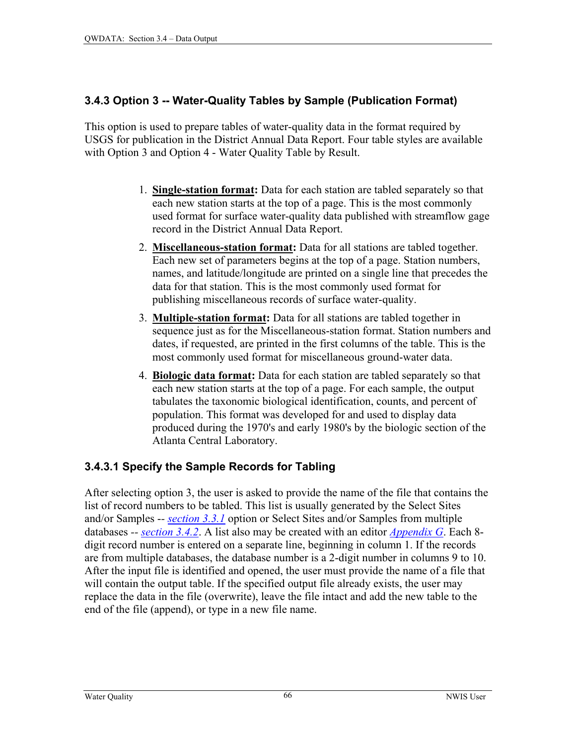### 3.4.3 Option 3 -- Water-Quality Tables by Sample (Publication Format)

This option is used to prepare tables of water-quality data in the format required by USGS for publication in the District Annual Data Report. Four table styles are available with Option 3 and Option 4 - Water Quality Table by Result.

1. **Single-station format:** Data for each station are tabled separately so that each new station starts at the top of a page. This is the most commonly used format for surface water-quality data published with streamflow gage record in the District Annual Data Report.
2. **Miscellaneous-station format:** Data for all stations are tabled together. Each new set of parameters begins at the top of a page. Station numbers, names, and latitude/longitude are printed on a single line that precedes the data for that station. This is the most commonly used format for publishing miscellaneous records of surface water-quality.
3. **Multiple-station format:** Data for all stations are tabled together in sequence just as for the Miscellaneous-station format. Station numbers and dates, if requested, are printed in the first columns of the table. This is the most commonly used format for miscellaneous ground-water data.
4. **Biologic data format:** Data for each station are tabled separately so that each new station starts at the top of a page. For each sample, the output tabulates the taxonomic biological identification, counts, and percent of population. This format was developed for and used to display data produced during the 1970's and early 1980's by the biologic section of the Atlanta Central Laboratory.

#### 3.4.3.1 Specify the Sample Records for Tabling

After selecting option 3, the user is asked to provide the name of the file that contains the list of record numbers to be tabled. This list is usually generated by the Select Sites and/or Samples -- *section 3.3.1* option or Select Sites and/or Samples from multiple databases -- *section 3.4.2*. A list also may be created with an editor *Appendix G*. Each 8-digit record number is entered on a separate line, beginning in column 1. If the records are from multiple databases, the database number is a 2-digit number in columns 9 to 10. After the input file is identified and opened, the user must provide the name of a file that will contain the output table. If the specified output file already exists, the user may replace the data in the file (overwrite), leave the file intact and add the new table to the end of the file (append), or type in a new file name.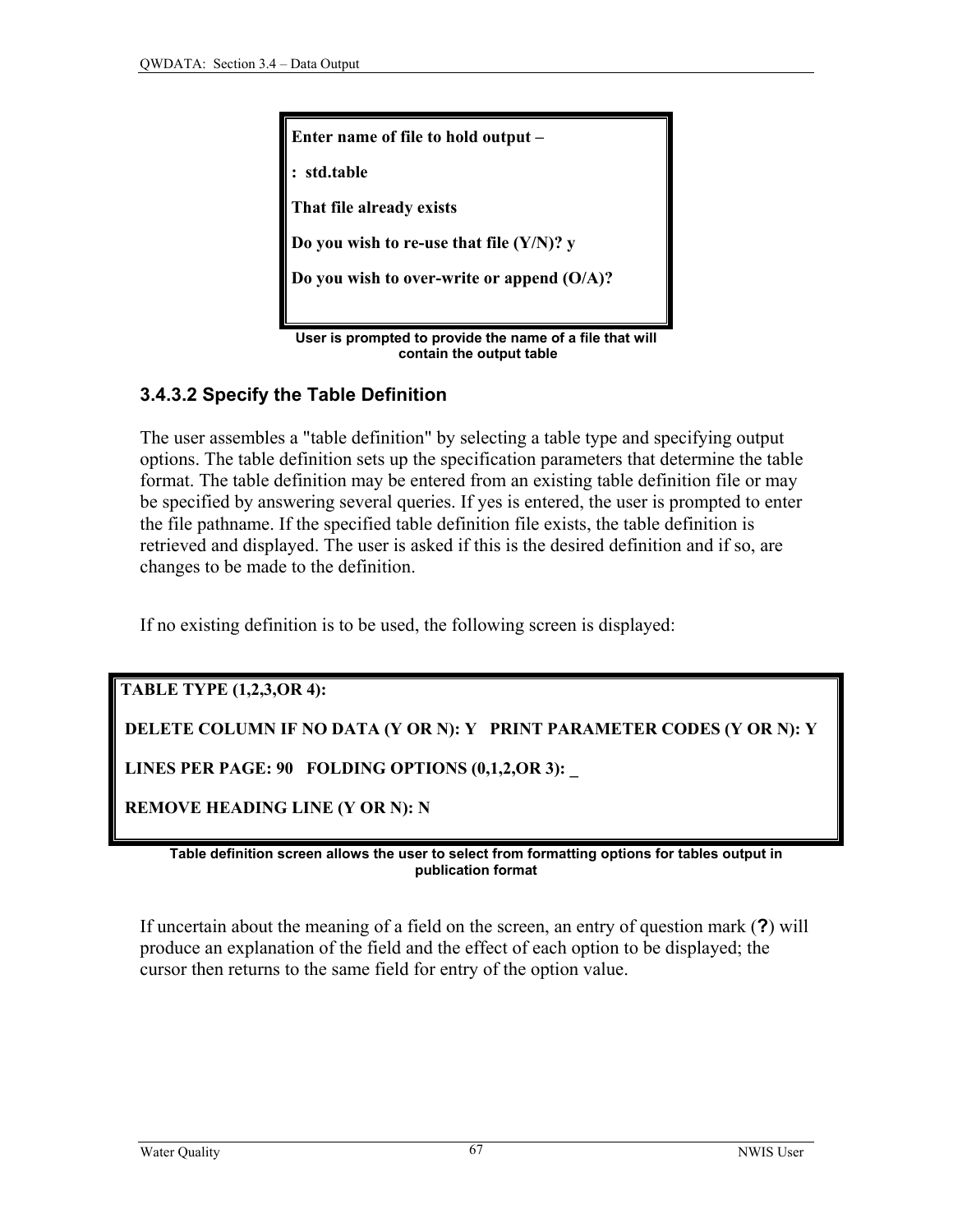```
Enter name of file to hold output –

:  std.table

That file already exists

Do you wish to re-use that file (Y/N)? y

Do you wish to over-write or append (O/A)?
```

**User is prompted to provide the name of a file that will contain the output table**

### 3.4.3.2 Specify the Table Definition

The user assembles a "table definition" by selecting a table type and specifying output options. The table definition sets up the specification parameters that determine the table format. The table definition may be entered from an existing table definition file or may be specified by answering several queries. If yes is entered, the user is prompted to enter the file pathname. If the specified table definition file exists, the table definition is retrieved and displayed. The user is asked if this is the desired definition and if so, are changes to be made to the definition.

If no existing definition is to be used, the following screen is displayed:

```
TABLE TYPE (1,2,3,OR 4):

 DELETE COLUMN IF NO DATA (Y OR N): Y   PRINT PARAMETER CODES (Y OR N): Y

 LINES PER PAGE: 90   FOLDING OPTIONS (0,1,2,OR 3): _

 REMOVE HEADING LINE (Y OR N): N
```

**Table definition screen allows the user to select from formatting options for tables output in publication format**

If uncertain about the meaning of a field on the screen, an entry of question mark (**?**) will produce an explanation of the field and the effect of each option to be displayed; the cursor then returns to the same field for entry of the option value.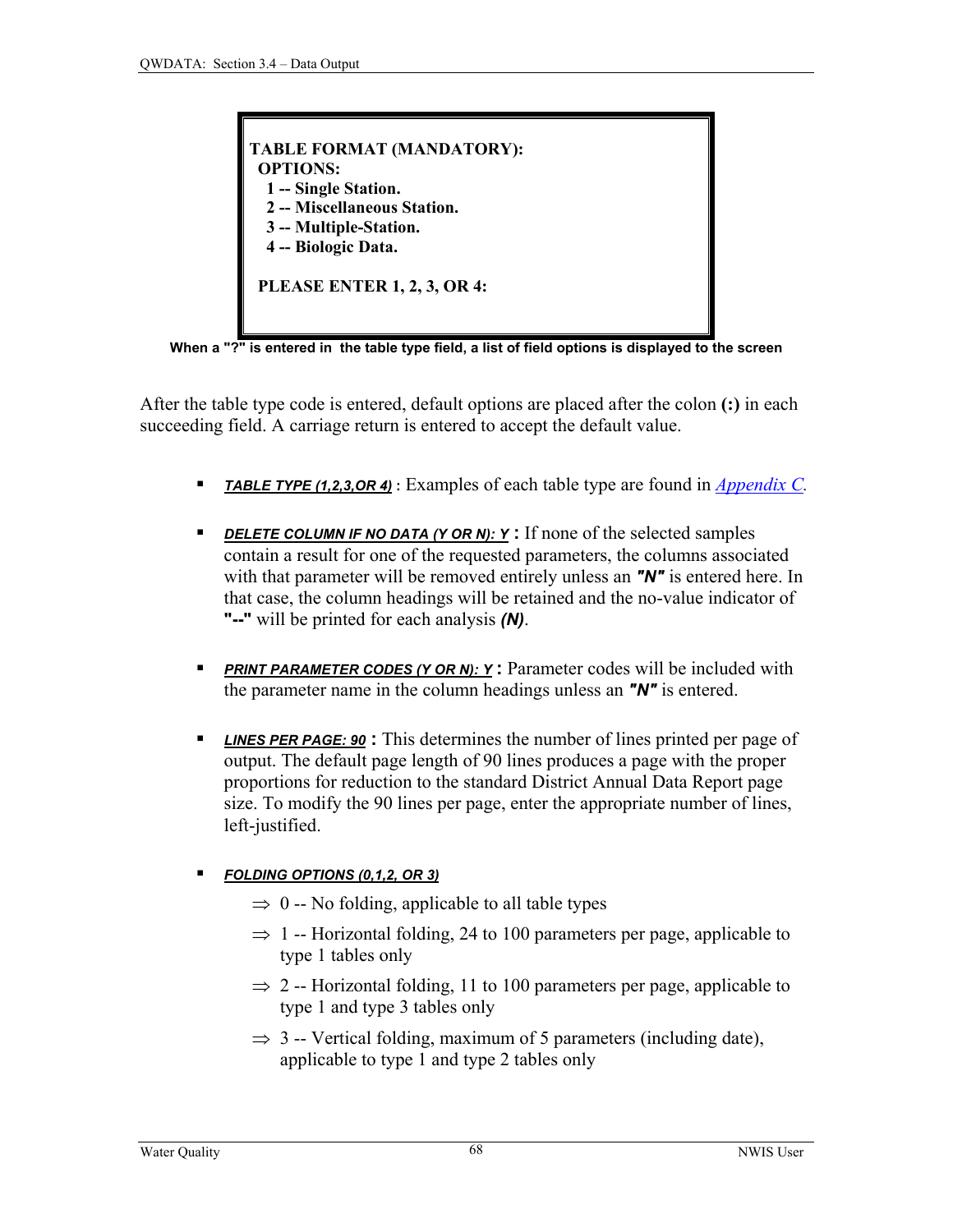```
TABLE FORMAT (MANDATORY):
 OPTIONS:
  1 -- Single Station.
  2 -- Miscellaneous Station.
  3 -- Multiple-Station.
  4 -- Biologic Data.

 PLEASE ENTER 1, 2, 3, OR 4:
```

**When a "?" is entered in the table type field, a list of field options is displayed to the screen**

After the table type code is entered, default options are placed after the colon **(:)** in each succeeding field. A carriage return is entered to accept the default value.

- ***TABLE TYPE (1,2,3,OR 4)*** : Examples of each table type are found in *Appendix C*.

- ***DELETE COLUMN IF NO DATA (Y OR N): Y*** **:** If none of the selected samples contain a result for one of the requested parameters, the columns associated with that parameter will be removed entirely unless an ***"N"*** is entered here. In that case, the column headings will be retained and the no-value indicator of **"--"** will be printed for each analysis ***(N)***.

- ***PRINT PARAMETER CODES (Y OR N): Y*** **:** Parameter codes will be included with the parameter name in the column headings unless an ***"N"*** is entered.

- ***LINES PER PAGE: 90*** **:** This determines the number of lines printed per page of output. The default page length of 90 lines produces a page with the proper proportions for reduction to the standard District Annual Data Report page size. To modify the 90 lines per page, enter the appropriate number of lines, left-justified.

- ***FOLDING OPTIONS (0,1,2, OR 3)***
  - ⇒ 0 -- No folding, applicable to all table types
  - ⇒ 1 -- Horizontal folding, 24 to 100 parameters per page, applicable to type 1 tables only
  - ⇒ 2 -- Horizontal folding, 11 to 100 parameters per page, applicable to type 1 and type 3 tables only
  - ⇒ 3 -- Vertical folding, maximum of 5 parameters (including date), applicable to type 1 and type 2 tables only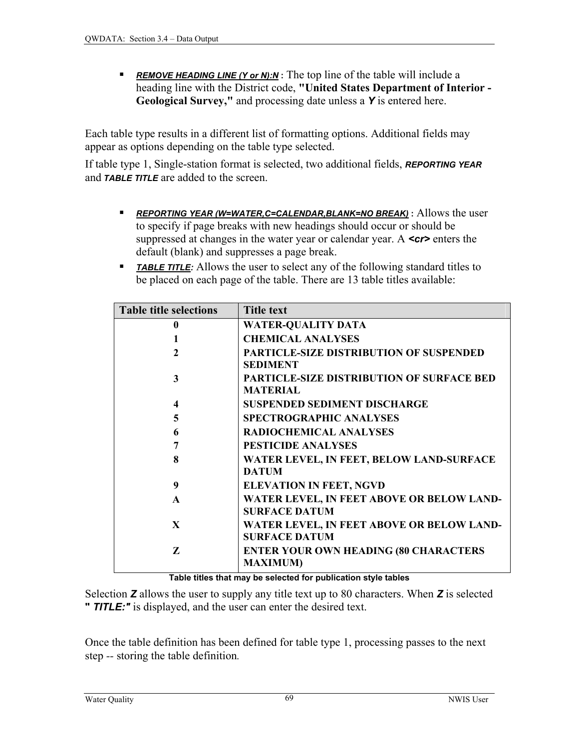- ***REMOVE HEADING LINE (Y or N):N*** : The top line of the table will include a heading line with the District code, **"United States Department of Interior - Geological Survey,"** and processing date unless a ***Y*** is entered here.

Each table type results in a different list of formatting options. Additional fields may appear as options depending on the table type selected.

If table type 1, Single-station format is selected, two additional fields, ***REPORTING YEAR*** and ***TABLE TITLE*** are added to the screen.

- ***REPORTING YEAR (W=WATER,C=CALENDAR,BLANK=NO BREAK)*** : Allows the user to specify if page breaks with new headings should occur or should be suppressed at changes in the water year or calendar year. A ***<cr>*** enters the default (blank) and suppresses a page break.
- ***TABLE TITLE:*** Allows the user to select any of the following standard titles to be placed on each page of the table. There are 13 table titles available:

| Table title selections | Title text |
|---|---|
| 0 | WATER-QUALITY DATA |
| 1 | CHEMICAL ANALYSES |
| 2 | PARTICLE-SIZE DISTRIBUTION OF SUSPENDED SEDIMENT |
| 3 | PARTICLE-SIZE DISTRIBUTION OF SURFACE BED MATERIAL |
| 4 | SUSPENDED SEDIMENT DISCHARGE |
| 5 | SPECTROGRAPHIC ANALYSES |
| 6 | RADIOCHEMICAL ANALYSES |
| 7 | PESTICIDE ANALYSES |
| 8 | WATER LEVEL, IN FEET, BELOW LAND-SURFACE DATUM |
| 9 | ELEVATION IN FEET, NGVD |
| A | WATER LEVEL, IN FEET ABOVE OR BELOW LAND-SURFACE DATUM |
| X | WATER LEVEL, IN FEET ABOVE OR BELOW LAND-SURFACE DATUM |
| Z | ENTER YOUR OWN HEADING (80 CHARACTERS MAXIMUM) |

**Table titles that may be selected for publication style tables**

Selection ***Z*** allows the user to supply any title text up to 80 characters. When ***Z*** is selected ***" TITLE:"*** is displayed, and the user can enter the desired text.

Once the table definition has been defined for table type 1, processing passes to the next step -- storing the table definition.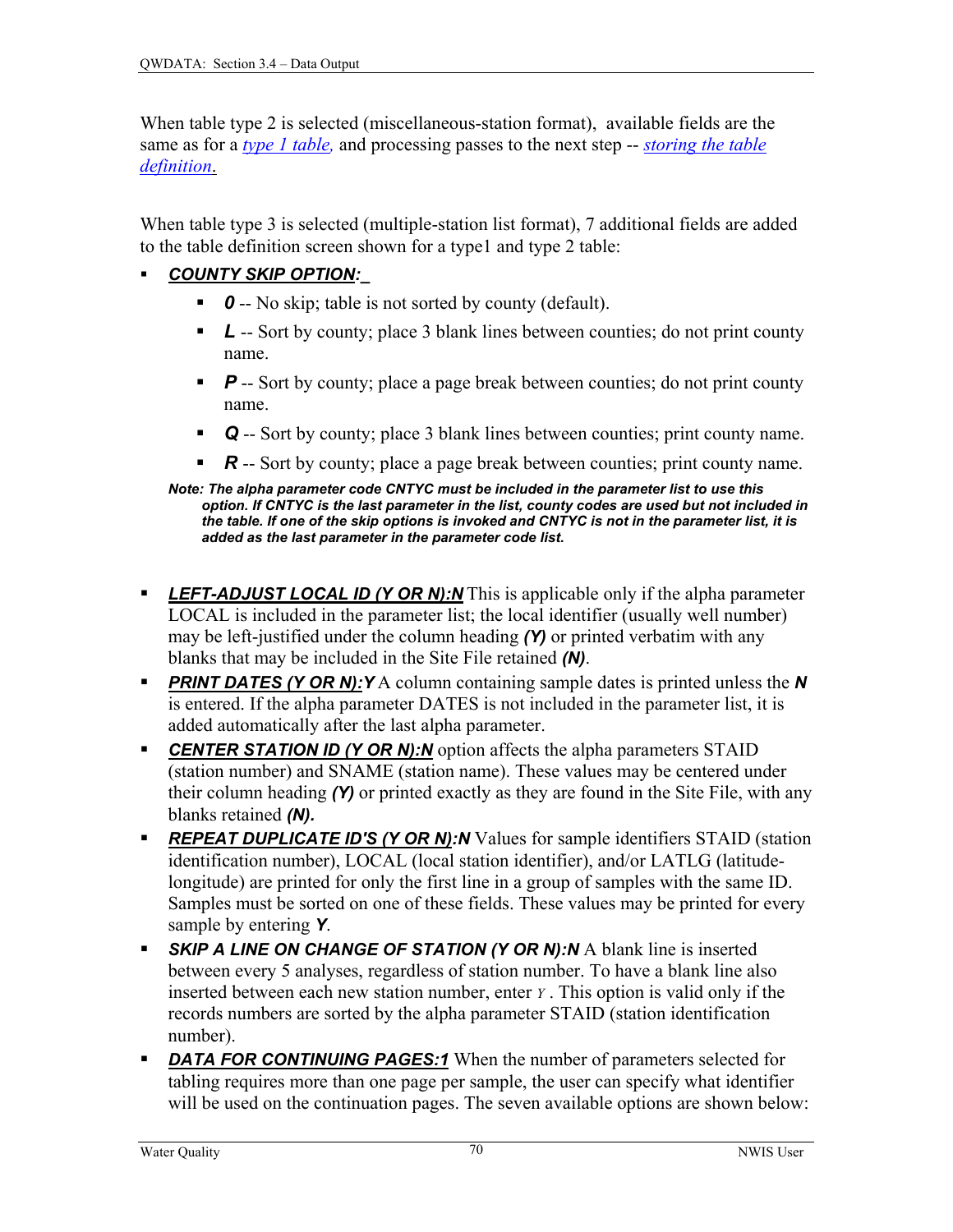When table type 2 is selected (miscellaneous-station format), available fields are the same as for a *type 1 table,* and processing passes to the next step -- *storing the table definition*.

When table type 3 is selected (multiple-station list format), 7 additional fields are added to the table definition screen shown for a type1 and type 2 table:

- ***COUNTY SKIP OPTION:_***
  - ***0*** -- No skip; table is not sorted by county (default).
  - ***L*** -- Sort by county; place 3 blank lines between counties; do not print county name.
  - ***P*** -- Sort by county; place a page break between counties; do not print county name.
  - ***Q*** -- Sort by county; place 3 blank lines between counties; print county name.
  - ***R*** -- Sort by county; place a page break between counties; print county name.

  ***Note: The alpha parameter code CNTYC must be included in the parameter list to use this option. If CNTYC is the last parameter in the list, county codes are used but not included in the table. If one of the skip options is invoked and CNTYC is not in the parameter list, it is added as the last parameter in the parameter code list.***

- ***LEFT-ADJUST LOCAL ID (Y OR N):N*** This is applicable only if the alpha parameter LOCAL is included in the parameter list; the local identifier (usually well number) may be left-justified under the column heading ***(Y)*** or printed verbatim with any blanks that may be included in the Site File retained ***(N)***.
- ***PRINT DATES (Y OR N):Y*** A column containing sample dates is printed unless the ***N*** is entered. If the alpha parameter DATES is not included in the parameter list, it is added automatically after the last alpha parameter.
- ***CENTER STATION ID (Y OR N):N*** option affects the alpha parameters STAID (station number) and SNAME (station name). These values may be centered under their column heading ***(Y)*** or printed exactly as they are found in the Site File, with any blanks retained ***(N).***
- ***REPEAT DUPLICATE ID'S (Y OR N):N*** Values for sample identifiers STAID (station identification number), LOCAL (local station identifier), and/or LATLG (latitude-longitude) are printed for only the first line in a group of samples with the same ID. Samples must be sorted on one of these fields. These values may be printed for every sample by entering ***Y***.
- ***SKIP A LINE ON CHANGE OF STATION (Y OR N):N*** A blank line is inserted between every 5 analyses, regardless of station number. To have a blank line also inserted between each new station number, enter *Y* . This option is valid only if the records numbers are sorted by the alpha parameter STAID (station identification number).
- ***DATA FOR CONTINUING PAGES:1*** When the number of parameters selected for tabling requires more than one page per sample, the user can specify what identifier will be used on the continuation pages. The seven available options are shown below: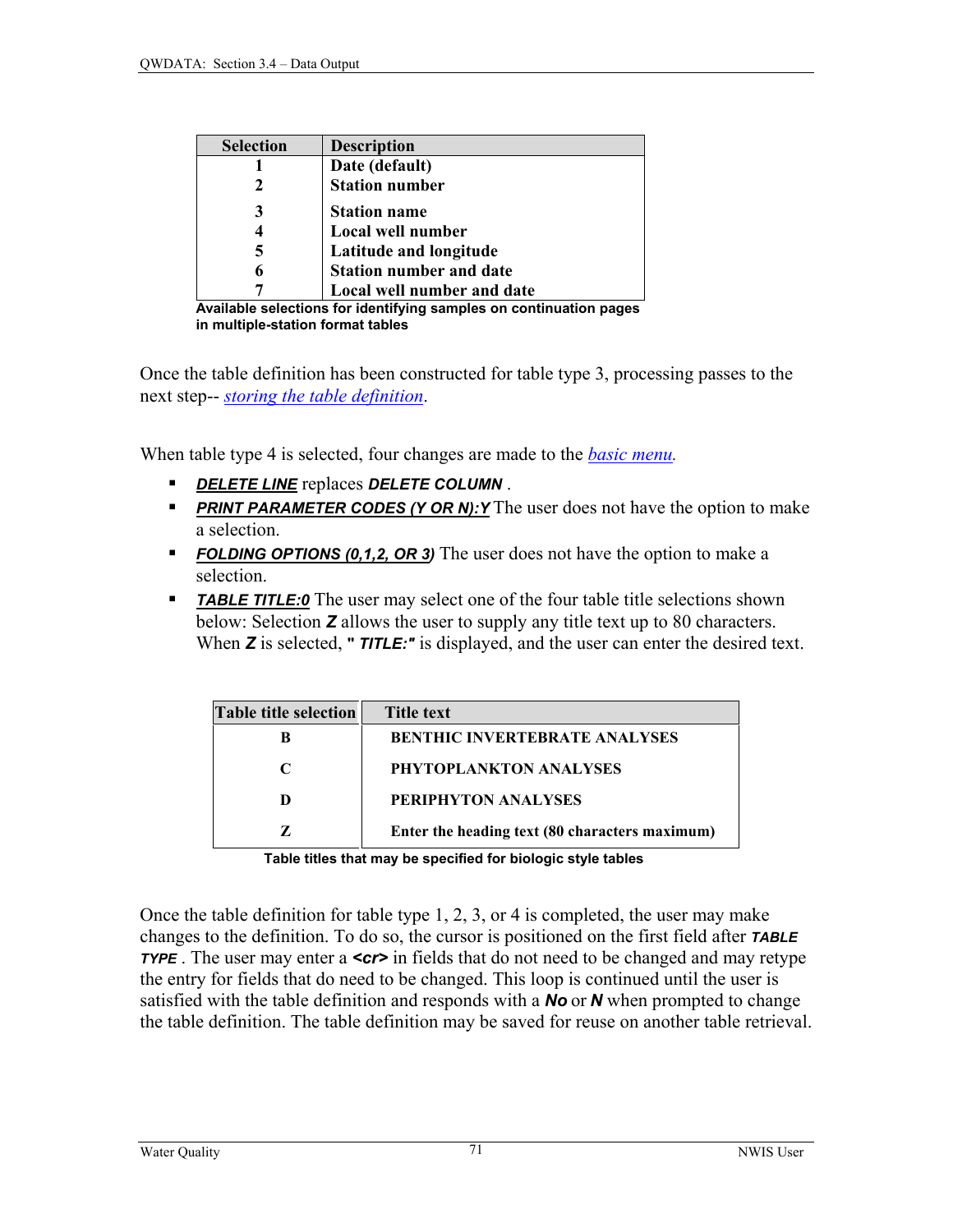| Selection | Description |
|---|---|
| 1 | Date (default) |
| 2 | Station number |
| 3 | Station name |
| 4 | Local well number |
| 5 | Latitude and longitude |
| 6 | Station number and date |
| 7 | Local well number and date |

**Available selections for identifying samples on continuation pages in multiple-station format tables**

Once the table definition has been constructed for table type 3, processing passes to the next step-- *storing the table definition*.

When table type 4 is selected, four changes are made to the *basic menu*.

- ***DELETE LINE*** replaces ***DELETE COLUMN*** .
- ***PRINT PARAMETER CODES (Y OR N):Y*** The user does not have the option to make a selection.
- ***FOLDING OPTIONS (0,1,2, OR 3)*** The user does not have the option to make a selection.
- ***TABLE TITLE:0*** The user may select one of the four table title selections shown below: Selection ***Z*** allows the user to supply any title text up to 80 characters. When ***Z*** is selected, ***" TITLE:"*** is displayed, and the user can enter the desired text.

| Table title selection | Title text |
|---|---|
| B | BENTHIC INVERTEBRATE ANALYSES |
| C | PHYTOPLANKTON ANALYSES |
| D | PERIPHYTON ANALYSES |
| Z | Enter the heading text (80 characters maximum) |

**Table titles that may be specified for biologic style tables**

Once the table definition for table type 1, 2, 3, or 4 is completed, the user may make changes to the definition. To do so, the cursor is positioned on the first field after ***TABLE TYPE*** . The user may enter a ***<cr>*** in fields that do not need to be changed and may retype the entry for fields that do need to be changed. This loop is continued until the user is satisfied with the table definition and responds with a ***No*** or ***N*** when prompted to change the table definition. The table definition may be saved for reuse on another table retrieval.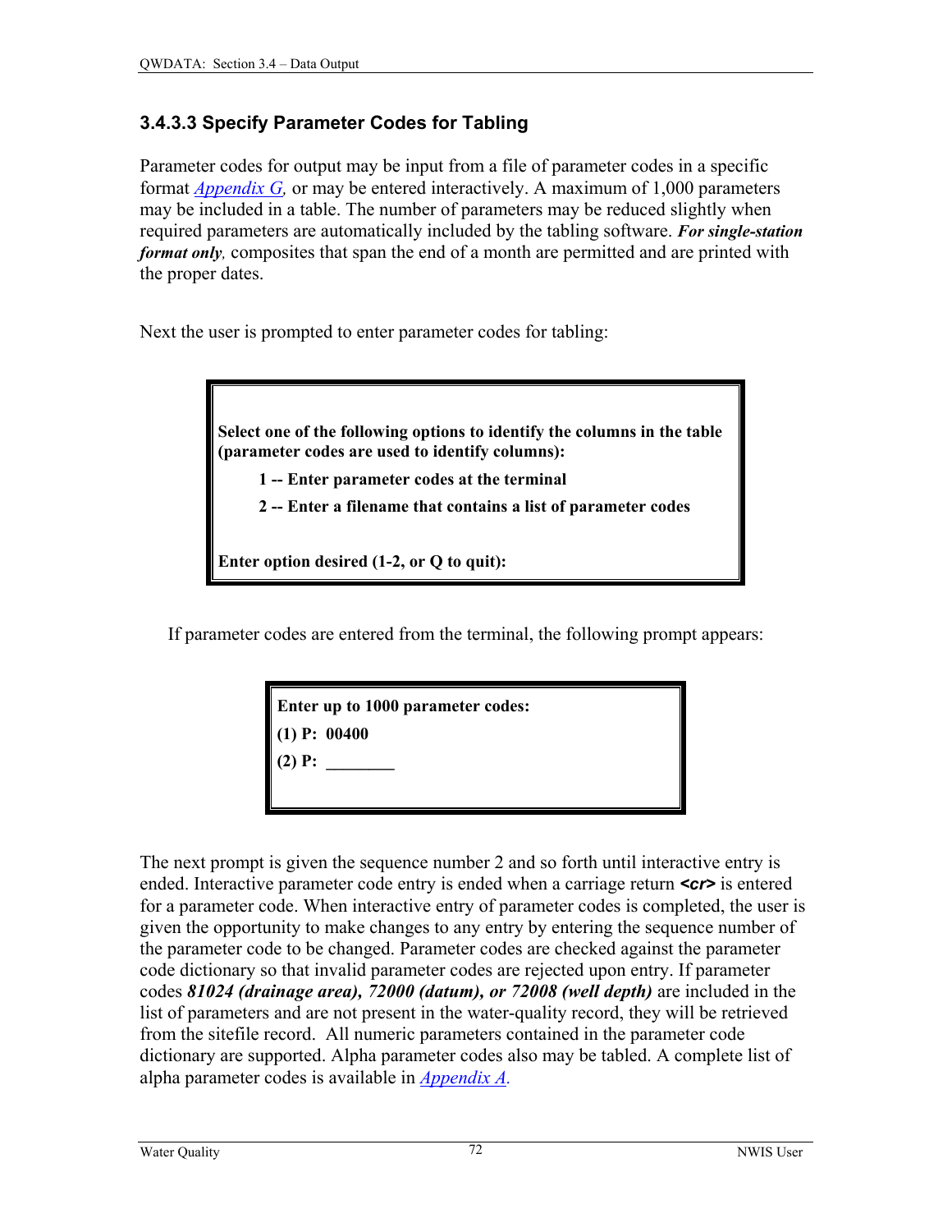### 3.4.3.3 Specify Parameter Codes for Tabling

Parameter codes for output may be input from a file of parameter codes in a specific format *Appendix G*, or may be entered interactively. A maximum of 1,000 parameters may be included in a table. The number of parameters may be reduced slightly when required parameters are automatically included by the tabling software. ***For single-station format only***, composites that span the end of a month are permitted and are printed with the proper dates.

Next the user is prompted to enter parameter codes for tabling:

```
Select one of the following options to identify the columns in the table
(parameter codes are used to identify columns):
     1 -- Enter parameter codes at the terminal
     2 -- Enter a filename that contains a list of parameter codes

Enter option desired (1-2, or Q to quit):
```

If parameter codes are entered from the terminal, the following prompt appears:

```
Enter up to 1000 parameter codes:
(1) P:  00400
(2) P:  ________
```

The next prompt is given the sequence number 2 and so forth until interactive entry is ended. Interactive parameter code entry is ended when a carriage return ***<cr>*** is entered for a parameter code. When interactive entry of parameter codes is completed, the user is given the opportunity to make changes to any entry by entering the sequence number of the parameter code to be changed. Parameter codes are checked against the parameter code dictionary so that invalid parameter codes are rejected upon entry. If parameter codes ***81024 (drainage area), 72000 (datum), or 72008 (well depth)*** are included in the list of parameters and are not present in the water-quality record, they will be retrieved from the sitefile record. All numeric parameters contained in the parameter code dictionary are supported. Alpha parameter codes also may be tabled. A complete list of alpha parameter codes is available in *Appendix A.*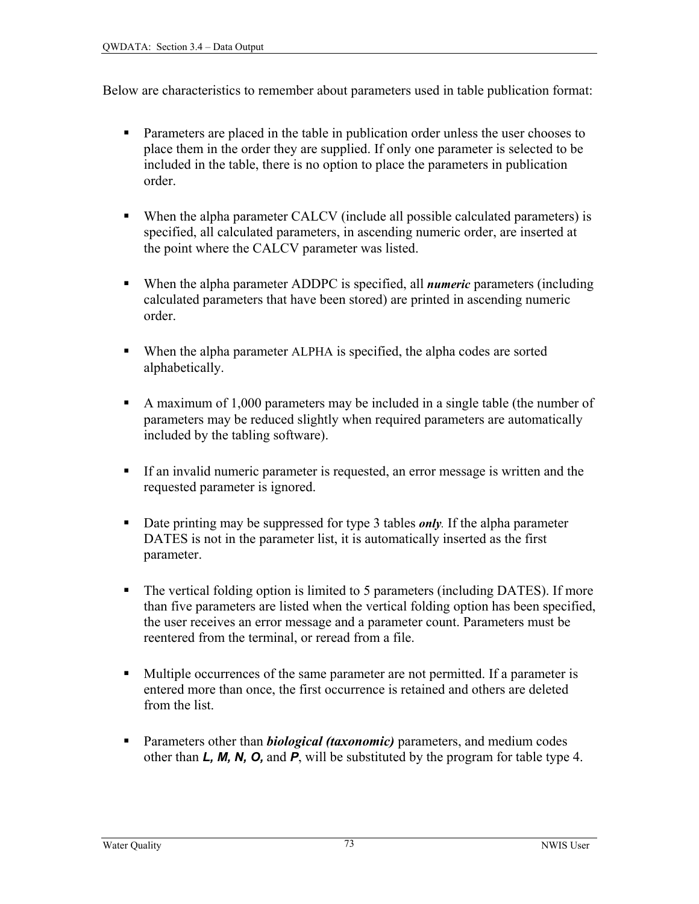Below are characteristics to remember about parameters used in table publication format:

- Parameters are placed in the table in publication order unless the user chooses to place them in the order they are supplied. If only one parameter is selected to be included in the table, there is no option to place the parameters in publication order.

- When the alpha parameter CALCV (include all possible calculated parameters) is specified, all calculated parameters, in ascending numeric order, are inserted at the point where the CALCV parameter was listed.

- When the alpha parameter ADDPC is specified, all ***numeric*** parameters (including calculated parameters that have been stored) are printed in ascending numeric order.

- When the alpha parameter ALPHA is specified, the alpha codes are sorted alphabetically.

- A maximum of 1,000 parameters may be included in a single table (the number of parameters may be reduced slightly when required parameters are automatically included by the tabling software).

- If an invalid numeric parameter is requested, an error message is written and the requested parameter is ignored.

- Date printing may be suppressed for type 3 tables ***only***. If the alpha parameter DATES is not in the parameter list, it is automatically inserted as the first parameter.

- The vertical folding option is limited to 5 parameters (including DATES). If more than five parameters are listed when the vertical folding option has been specified, the user receives an error message and a parameter count. Parameters must be reentered from the terminal, or reread from a file.

- Multiple occurrences of the same parameter are not permitted. If a parameter is entered more than once, the first occurrence is retained and others are deleted from the list.

- Parameters other than ***biological (taxonomic)*** parameters, and medium codes other than ***L, M, N, O,*** and ***P***, will be substituted by the program for table type 4.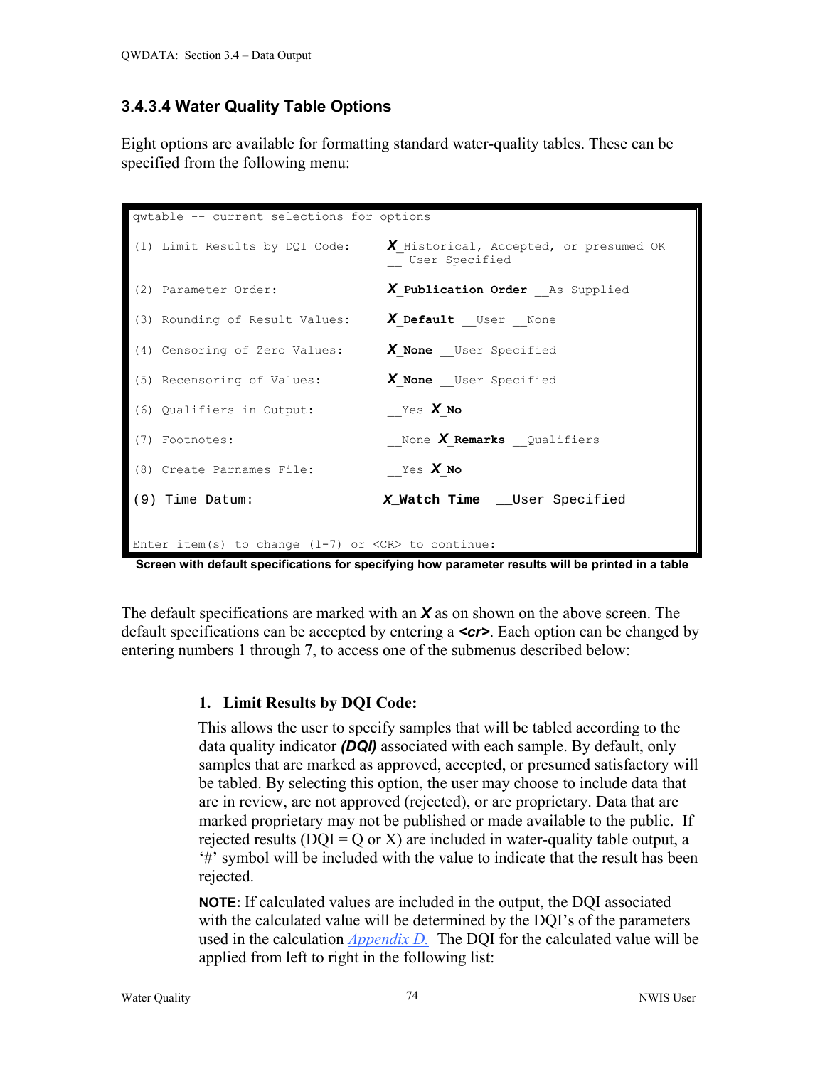### 3.4.3.4 Water Quality Table Options

Eight options are available for formatting standard water-quality tables. These can be specified from the following menu:

```
qwtable -- current selections for options

(1) Limit Results by DQI Code:      X_Historical, Accepted, or presumed OK
                                    __ User Specified

(2) Parameter Order:                X_Publication Order __As Supplied

(3) Rounding of Result Values:      X_Default __User __None

(4) Censoring of Zero Values:       X_None __User Specified

(5) Recensoring of Values:          X_None __User Specified

(6) Qualifiers in Output:           __Yes X_No

(7) Footnotes:                      __None X_Remarks __Qualifiers

(8) Create Parnames File:           __Yes X_No

(9) Time Datum:                     X_Watch Time  __User Specified


Enter item(s) to change (1-7) or <CR> to continue:
```

**Screen with default specifications for specifying how parameter results will be printed in a table**

The default specifications are marked with an ***X*** as on shown on the above screen. The default specifications can be accepted by entering a ***<cr>***. Each option can be changed by entering numbers 1 through 7, to access one of the submenus described below:

1. **Limit Results by DQI Code:**

   This allows the user to specify samples that will be tabled according to the data quality indicator ***(DQI)*** associated with each sample. By default, only samples that are marked as approved, accepted, or presumed satisfactory will be tabled. By selecting this option, the user may choose to include data that are in review, are not approved (rejected), or are proprietary. Data that are marked proprietary may not be published or made available to the public. If rejected results (DQI = Q or X) are included in water-quality table output, a '#' symbol will be included with the value to indicate that the result has been rejected.

   **NOTE:** If calculated values are included in the output, the DQI associated with the calculated value will be determined by the DQI's of the parameters used in the calculation *Appendix D.* The DQI for the calculated value will be applied from left to right in the following list: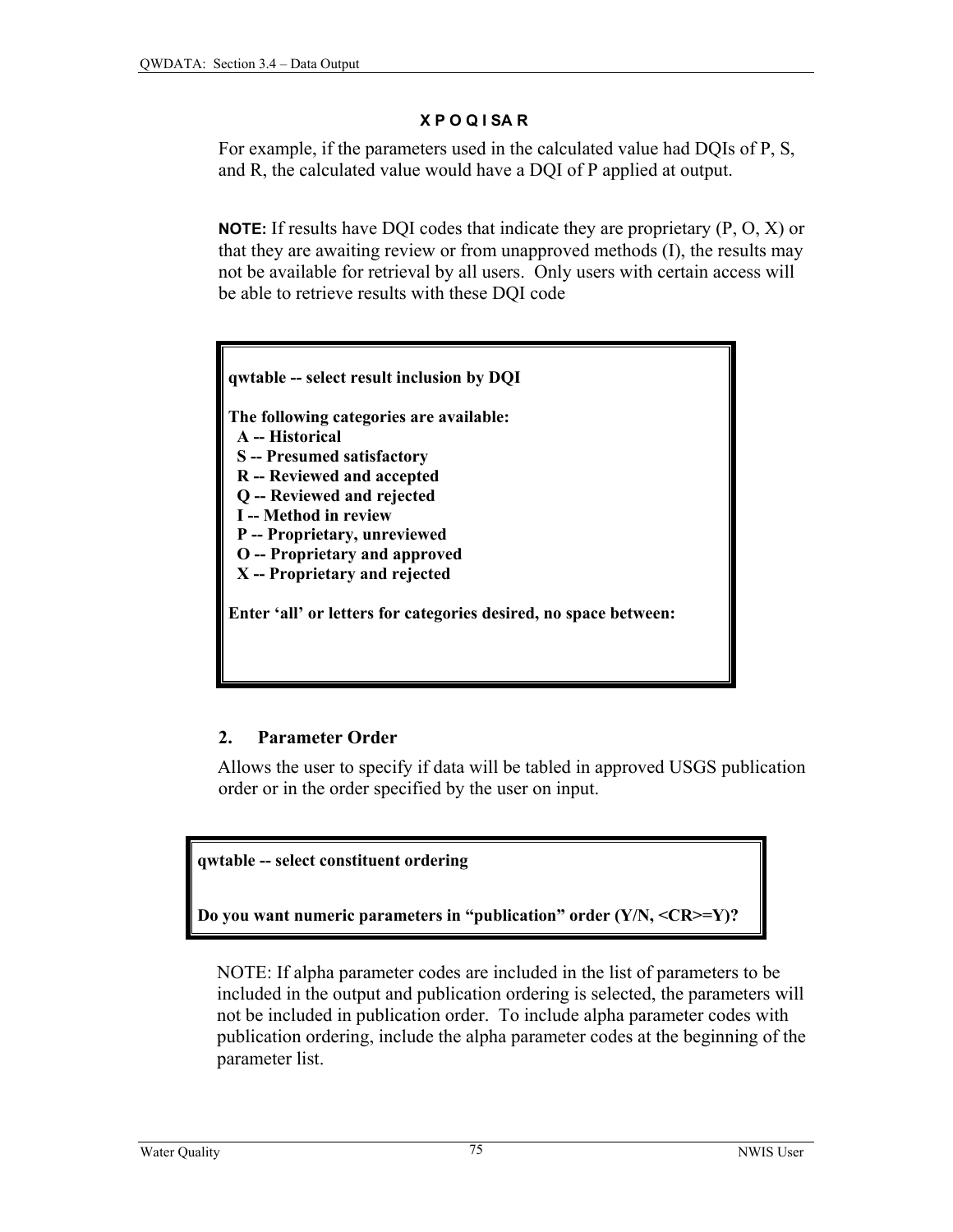**X P O Q I SA R**

For example, if the parameters used in the calculated value had DQIs of P, S, and R, the calculated value would have a DQI of P applied at output.

**NOTE:** If results have DQI codes that indicate they are proprietary (P, O, X) or that they are awaiting review or from unapproved methods (I), the results may not be available for retrieval by all users. Only users with certain access will be able to retrieve results with these DQI code

```
qwtable -- select result inclusion by DQI

The following categories are available:
  A -- Historical
  S -- Presumed satisfactory
  R -- Reviewed and accepted
  Q -- Reviewed and rejected
  I -- Method in review
  P -- Proprietary, unreviewed
  O -- Proprietary and approved
  X -- Proprietary and rejected

Enter 'all' or letters for categories desired, no space between:
```

### 2. Parameter Order

Allows the user to specify if data will be tabled in approved USGS publication order or in the order specified by the user on input.

```
qwtable -- select constituent ordering

Do you want numeric parameters in "publication" order (Y/N, <CR>=Y)?
```

NOTE: If alpha parameter codes are included in the list of parameters to be included in the output and publication ordering is selected, the parameters will not be included in publication order. To include alpha parameter codes with publication ordering, include the alpha parameter codes at the beginning of the parameter list.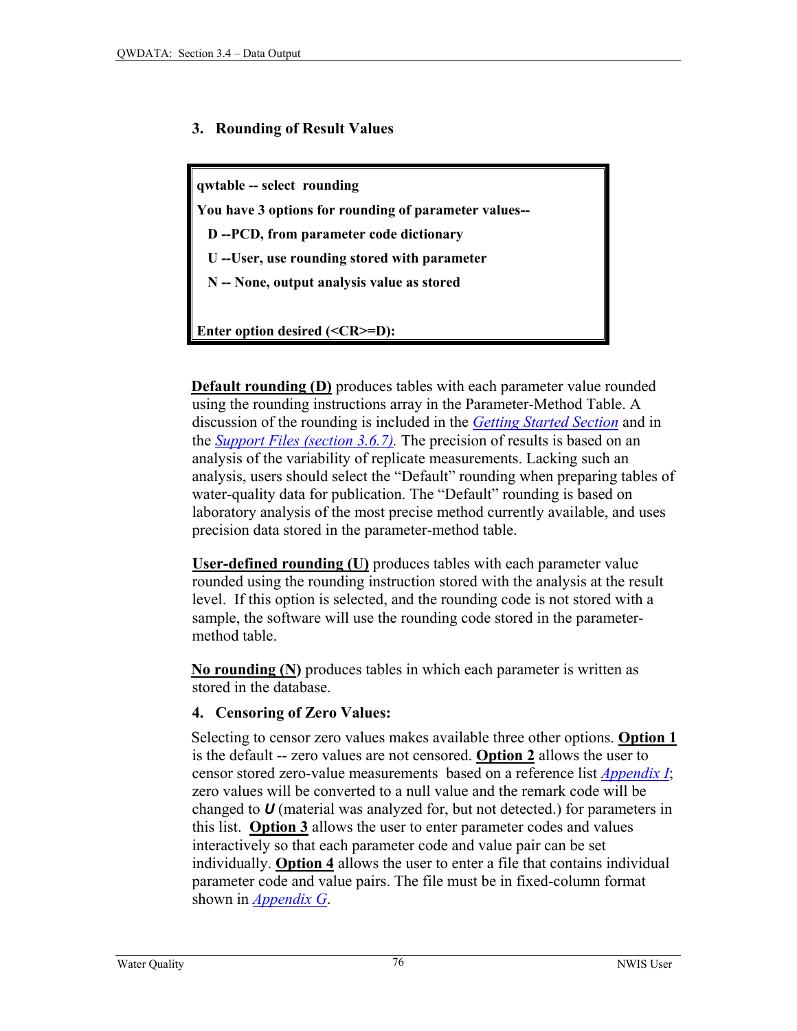### 3. Rounding of Result Values

```
qwtable -- select  rounding
You have 3 options for rounding of parameter values--
   D --PCD, from parameter code dictionary
   U --User, use rounding stored with parameter
   N -- None, output analysis value as stored

Enter option desired (<CR>=D):
```

**Default rounding (D)** produces tables with each parameter value rounded using the rounding instructions array in the Parameter-Method Table. A discussion of the rounding is included in the *Getting Started Section* and in the *Support Files (section 3.6.7).* The precision of results is based on an analysis of the variability of replicate measurements. Lacking such an analysis, users should select the "Default" rounding when preparing tables of water-quality data for publication. The "Default" rounding is based on laboratory analysis of the most precise method currently available, and uses precision data stored in the parameter-method table.

**User-defined rounding (U)** produces tables with each parameter value rounded using the rounding instruction stored with the analysis at the result level. If this option is selected, and the rounding code is not stored with a sample, the software will use the rounding code stored in the parameter-method table.

**No rounding (N)** produces tables in which each parameter is written as stored in the database.

### 4. Censoring of Zero Values:

Selecting to censor zero values makes available three other options. **Option 1** is the default -- zero values are not censored. **Option 2** allows the user to censor stored zero-value measurements based on a reference list *Appendix I*; zero values will be converted to a null value and the remark code will be changed to ***U*** (material was analyzed for, but not detected.) for parameters in this list. **Option 3** allows the user to enter parameter codes and values interactively so that each parameter code and value pair can be set individually. **Option 4** allows the user to enter a file that contains individual parameter code and value pairs. The file must be in fixed-column format shown in *Appendix G*.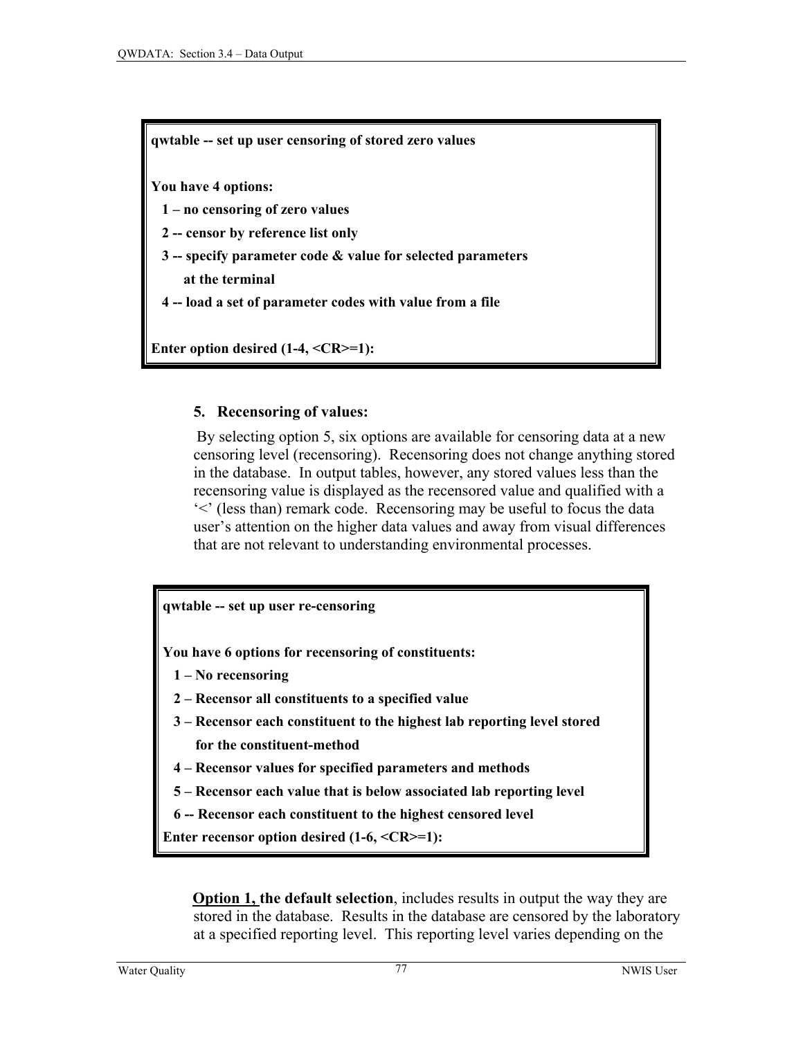```
qwtable -- set up user censoring of stored zero values

You have 4 options:
   1 – no censoring of zero values
   2 -- censor by reference list only
   3 -- specify parameter code & value for selected parameters
        at the terminal
   4 -- load a set of parameter codes with value from a file

Enter option desired (1-4, <CR>=1):
```

5. **Recensoring of values:**

   By selecting option 5, six options are available for censoring data at a new censoring level (recensoring). Recensoring does not change anything stored in the database. In output tables, however, any stored values less than the recensoring value is displayed as the recensored value and qualified with a '<' (less than) remark code. Recensoring may be useful to focus the data user's attention on the higher data values and away from visual differences that are not relevant to understanding environmental processes.

```
qwtable -- set up user re-censoring

You have 6 options for recensoring of constituents:
   1 – No recensoring
   2 – Recensor all constituents to a specified value
   3 – Recensor each constituent to the highest lab reporting level stored
       for the constituent-method
   4 – Recensor values for specified parameters and methods
   5 – Recensor each value that is below associated lab reporting level
   6 -- Recensor each constituent to the highest censored level
Enter recensor option desired (1-6, <CR>=1):
```

**Option 1, the default selection**, includes results in output the way they are stored in the database. Results in the database are censored by the laboratory at a specified reporting level. This reporting level varies depending on the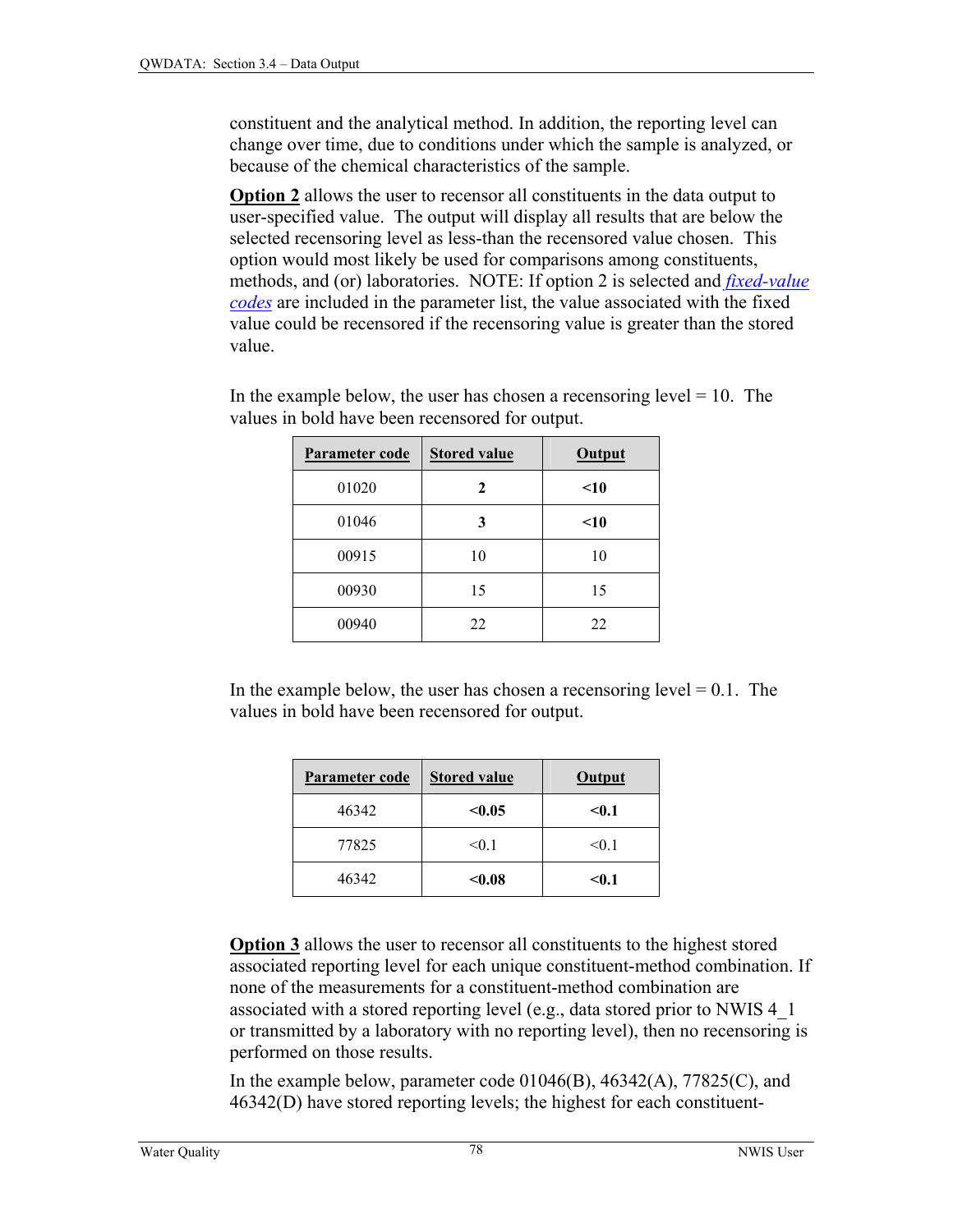constituent and the analytical method. In addition, the reporting level can change over time, due to conditions under which the sample is analyzed, or because of the chemical characteristics of the sample.

**Option 2** allows the user to recensor all constituents in the data output to user-specified value. The output will display all results that are below the selected recensoring level as less-than the recensored value chosen. This option would most likely be used for comparisons among constituents, methods, and (or) laboratories. NOTE: If option 2 is selected and *fixed-value codes* are included in the parameter list, the value associated with the fixed value could be recensored if the recensoring value is greater than the stored value.

In the example below, the user has chosen a recensoring level = 10. The values in bold have been recensored for output.

| Parameter code | Stored value | Output |
|---|---|---|
| 01020 | **2** | **<10** |
| 01046 | **3** | **<10** |
| 00915 | 10 | 10 |
| 00930 | 15 | 15 |
| 00940 | 22 | 22 |

In the example below, the user has chosen a recensoring level = 0.1. The values in bold have been recensored for output.

| Parameter code | Stored value | Output |
|---|---|---|
| 46342 | **<0.05** | **<0.1** |
| 77825 | <0.1 | <0.1 |
| 46342 | **<0.08** | **<0.1** |

**Option 3** allows the user to recensor all constituents to the highest stored associated reporting level for each unique constituent-method combination. If none of the measurements for a constituent-method combination are associated with a stored reporting level (e.g., data stored prior to NWIS 4_1 or transmitted by a laboratory with no reporting level), then no recensoring is performed on those results.

In the example below, parameter code 01046(B), 46342(A), 77825(C), and 46342(D) have stored reporting levels; the highest for each constituent-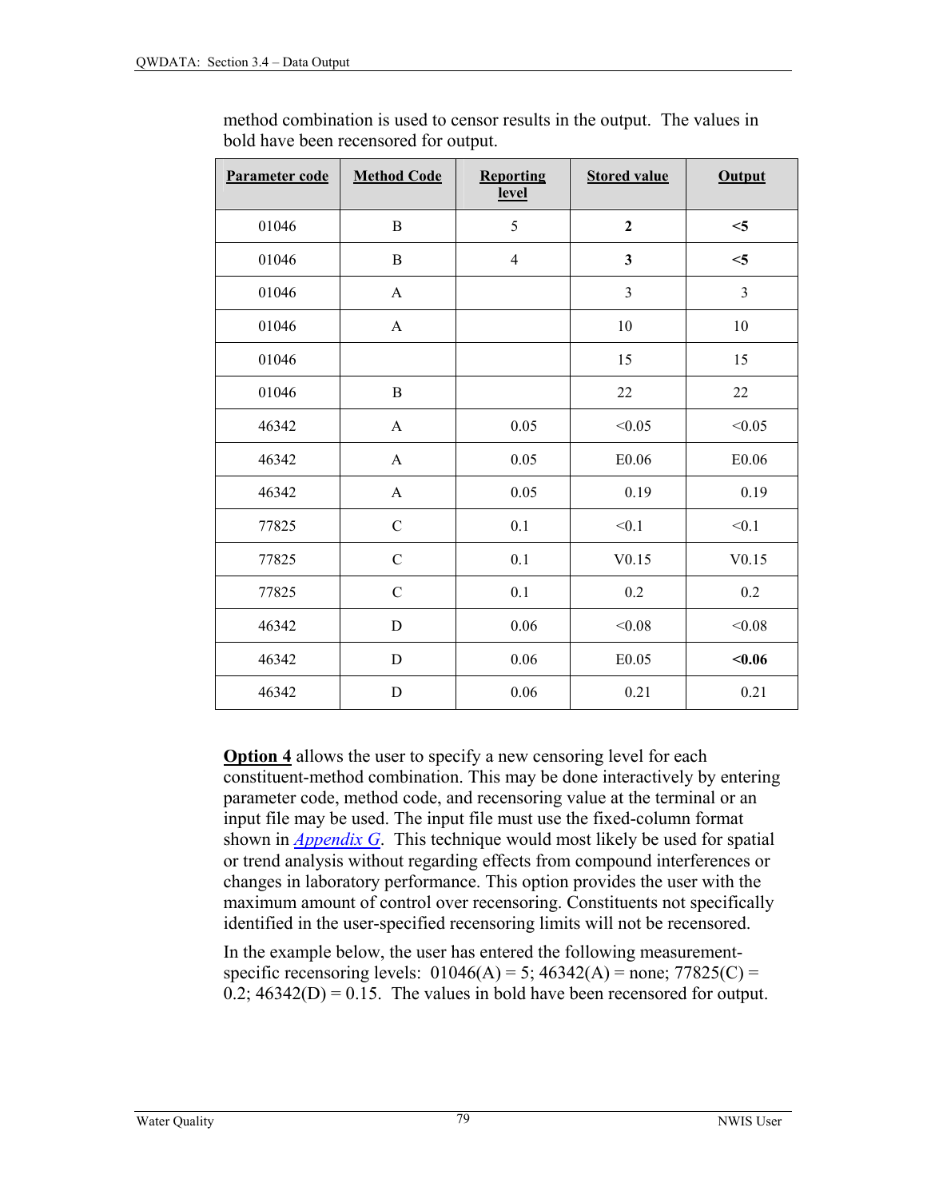method combination is used to censor results in the output. The values in bold have been recensored for output.

| Parameter code | Method Code | Reporting level | Stored value | Output |
|---|---|---|---|---|
| 01046 | B | 5 | **2** | **<5** |
| 01046 | B | 4 | **3** | **<5** |
| 01046 | A | | 3 | 3 |
| 01046 | A | | 10 | 10 |
| 01046 | | | 15 | 15 |
| 01046 | B | | 22 | 22 |
| 46342 | A | 0.05 | <0.05 | <0.05 |
| 46342 | A | 0.05 | E0.06 | E0.06 |
| 46342 | A | 0.05 | 0.19 | 0.19 |
| 77825 | C | 0.1 | <0.1 | <0.1 |
| 77825 | C | 0.1 | V0.15 | V0.15 |
| 77825 | C | 0.1 | 0.2 | 0.2 |
| 46342 | D | 0.06 | <0.08 | <0.08 |
| 46342 | D | 0.06 | E0.05 | **<0.06** |
| 46342 | D | 0.06 | 0.21 | 0.21 |

**Option 4** allows the user to specify a new censoring level for each constituent-method combination. This may be done interactively by entering parameter code, method code, and recensoring value at the terminal or an input file may be used. The input file must use the fixed-column format shown in *Appendix G*. This technique would most likely be used for spatial or trend analysis without regarding effects from compound interferences or changes in laboratory performance. This option provides the user with the maximum amount of control over recensoring. Constituents not specifically identified in the user-specified recensoring limits will not be recensored.

In the example below, the user has entered the following measurement-specific recensoring levels: 01046(A) = 5; 46342(A) = none; 77825(C) = 0.2; 46342(D) = 0.15. The values in bold have been recensored for output.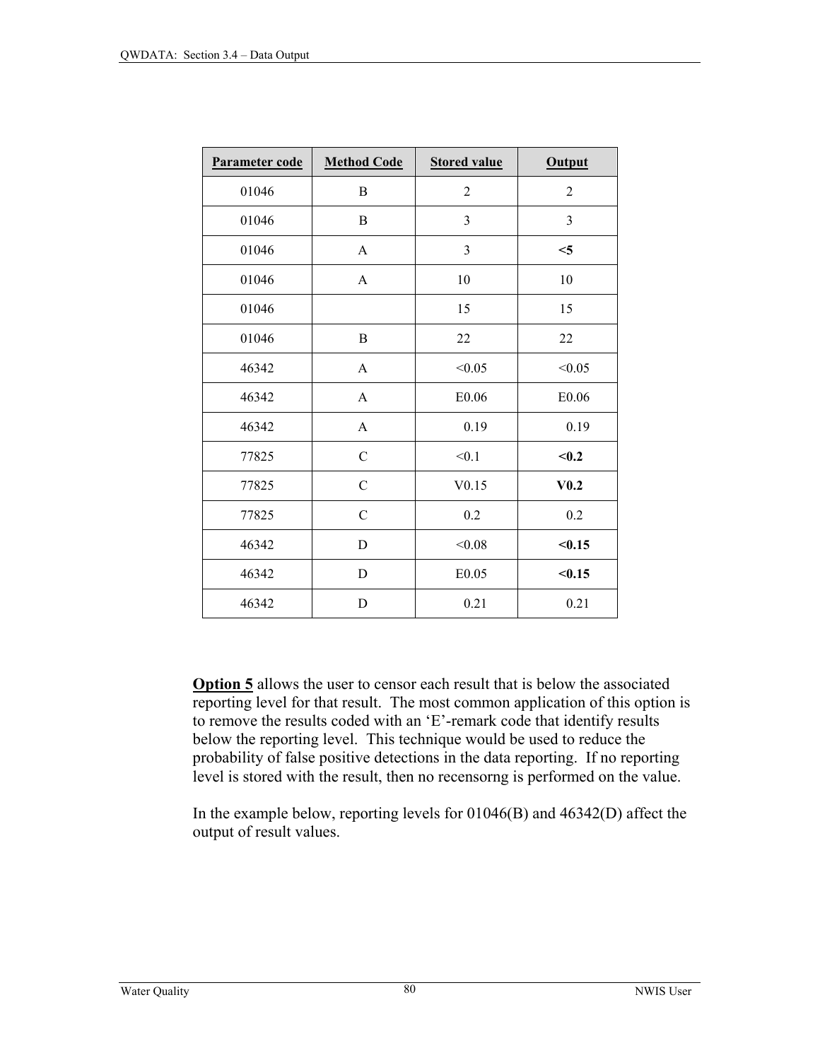| **Parameter code** | **Method Code** | **Stored value** | **Output** |
|---|---|---|---|
| 01046 | B | 2 | 2 |
| 01046 | B | 3 | 3 |
| 01046 | A | 3 | **<5** |
| 01046 | A | 10 | 10 |
| 01046 | | 15 | 15 |
| 01046 | B | 22 | 22 |
| 46342 | A | <0.05 | <0.05 |
| 46342 | A | E0.06 | E0.06 |
| 46342 | A | 0.19 | 0.19 |
| 77825 | C | <0.1 | **<0.2** |
| 77825 | C | V0.15 | **V0.2** |
| 77825 | C | 0.2 | 0.2 |
| 46342 | D | <0.08 | **<0.15** |
| 46342 | D | E0.05 | **<0.15** |
| 46342 | D | 0.21 | 0.21 |

**Option 5** allows the user to censor each result that is below the associated reporting level for that result. The most common application of this option is to remove the results coded with an 'E'-remark code that identify results below the reporting level. This technique would be used to reduce the probability of false positive detections in the data reporting. If no reporting level is stored with the result, then no recensorng is performed on the value.

In the example below, reporting levels for 01046(B) and 46342(D) affect the output of result values.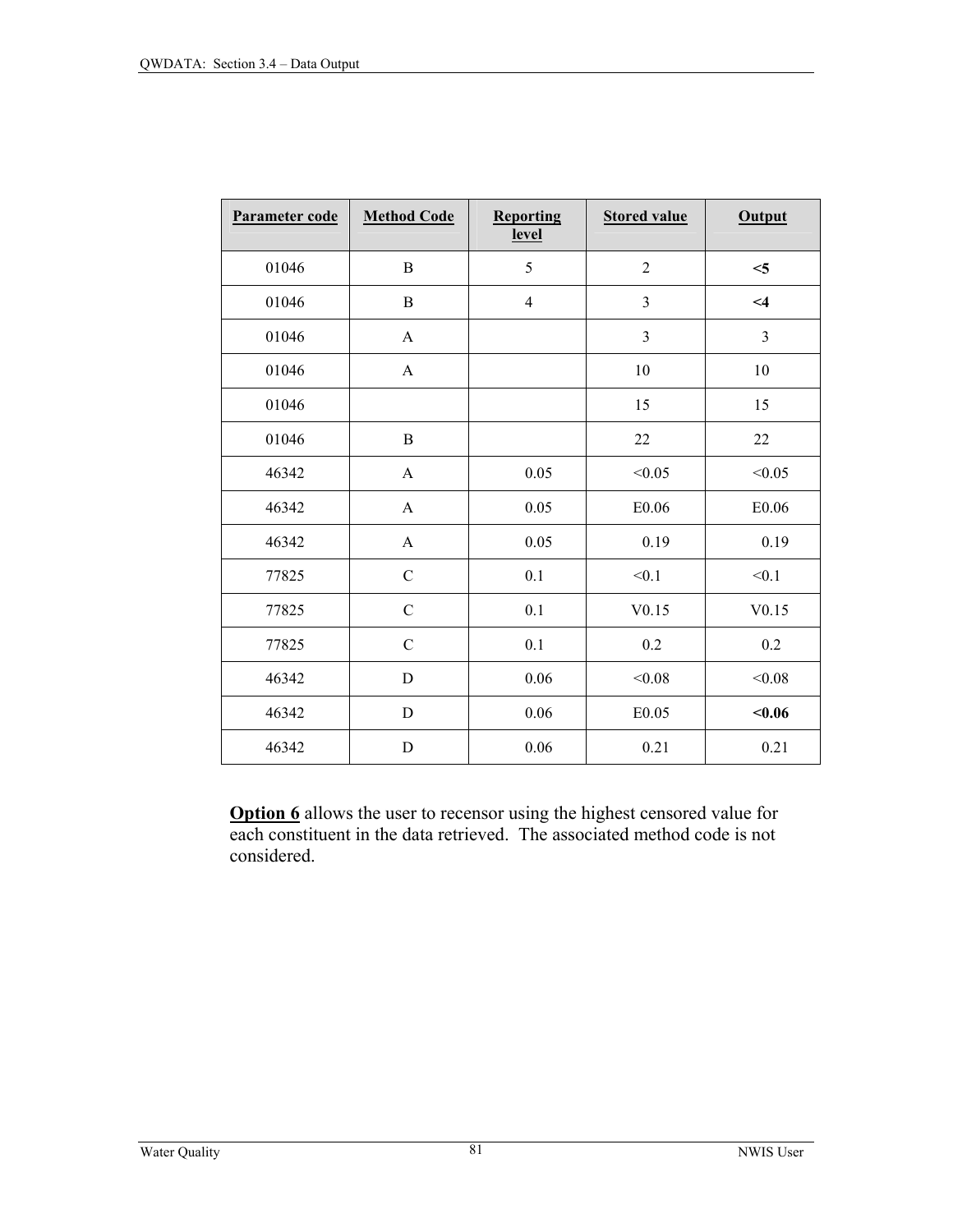| Parameter code | Method Code | Reporting level | Stored value | Output |
|---|---|---|---|---|
| 01046 | B | 5 | 2 | **<5** |
| 01046 | B | 4 | 3 | **<4** |
| 01046 | A | | 3 | 3 |
| 01046 | A | | 10 | 10 |
| 01046 | | | 15 | 15 |
| 01046 | B | | 22 | 22 |
| 46342 | A | 0.05 | <0.05 | <0.05 |
| 46342 | A | 0.05 | E0.06 | E0.06 |
| 46342 | A | 0.05 | 0.19 | 0.19 |
| 77825 | C | 0.1 | <0.1 | <0.1 |
| 77825 | C | 0.1 | V0.15 | V0.15 |
| 77825 | C | 0.1 | 0.2 | 0.2 |
| 46342 | D | 0.06 | <0.08 | <0.08 |
| 46342 | D | 0.06 | E0.05 | **<0.06** |
| 46342 | D | 0.06 | 0.21 | 0.21 |

**Option 6** allows the user to recensor using the highest censored value for each constituent in the data retrieved. The associated method code is not considered.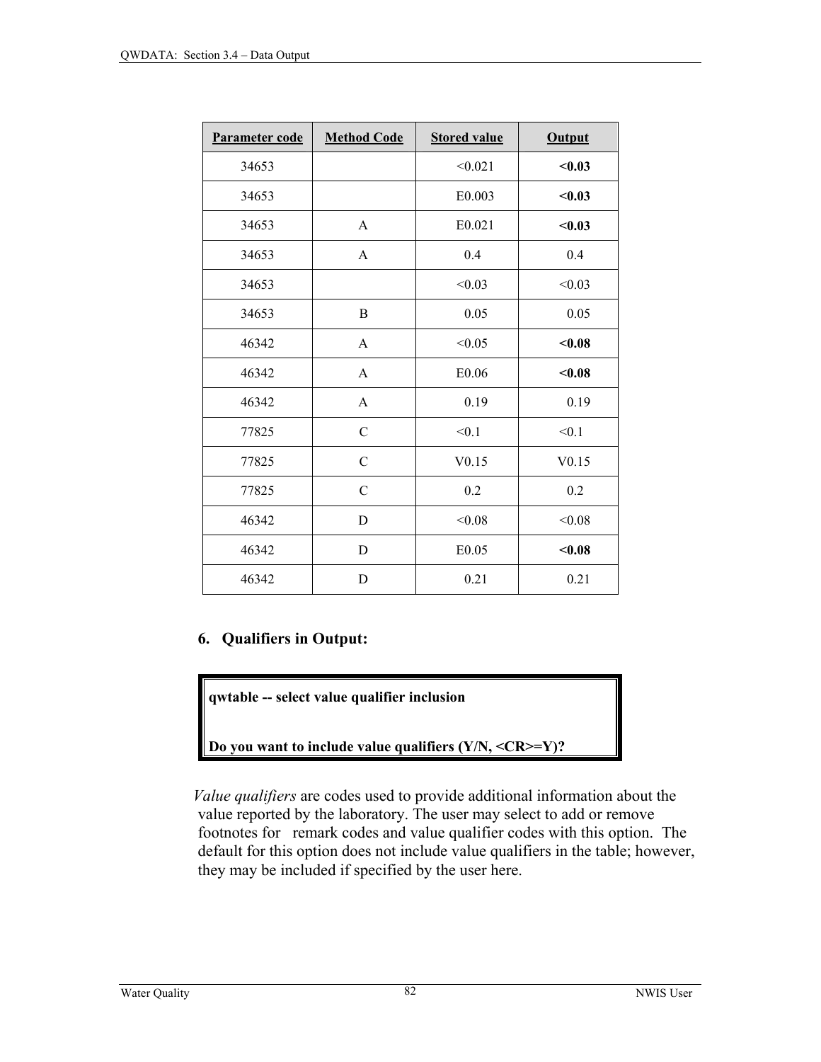| Parameter code | Method Code | Stored value | Output |
|---|---|---|---|
| 34653 | | <0.021 | **<0.03** |
| 34653 | | E0.003 | **<0.03** |
| 34653 | A | E0.021 | **<0.03** |
| 34653 | A | 0.4 | 0.4 |
| 34653 | | <0.03 | <0.03 |
| 34653 | B | 0.05 | 0.05 |
| 46342 | A | <0.05 | **<0.08** |
| 46342 | A | E0.06 | **<0.08** |
| 46342 | A | 0.19 | 0.19 |
| 77825 | C | <0.1 | <0.1 |
| 77825 | C | V0.15 | V0.15 |
| 77825 | C | 0.2 | 0.2 |
| 46342 | D | <0.08 | <0.08 |
| 46342 | D | E0.05 | **<0.08** |
| 46342 | D | 0.21 | 0.21 |

## 6. Qualifiers in Output:

```
qwtable -- select value qualifier inclusion

Do you want to include value qualifiers (Y/N, <CR>=Y)?
```

*Value qualifiers* are codes used to provide additional information about the value reported by the laboratory. The user may select to add or remove footnotes for remark codes and value qualifier codes with this option. The default for this option does not include value qualifiers in the table; however, they may be included if specified by the user here.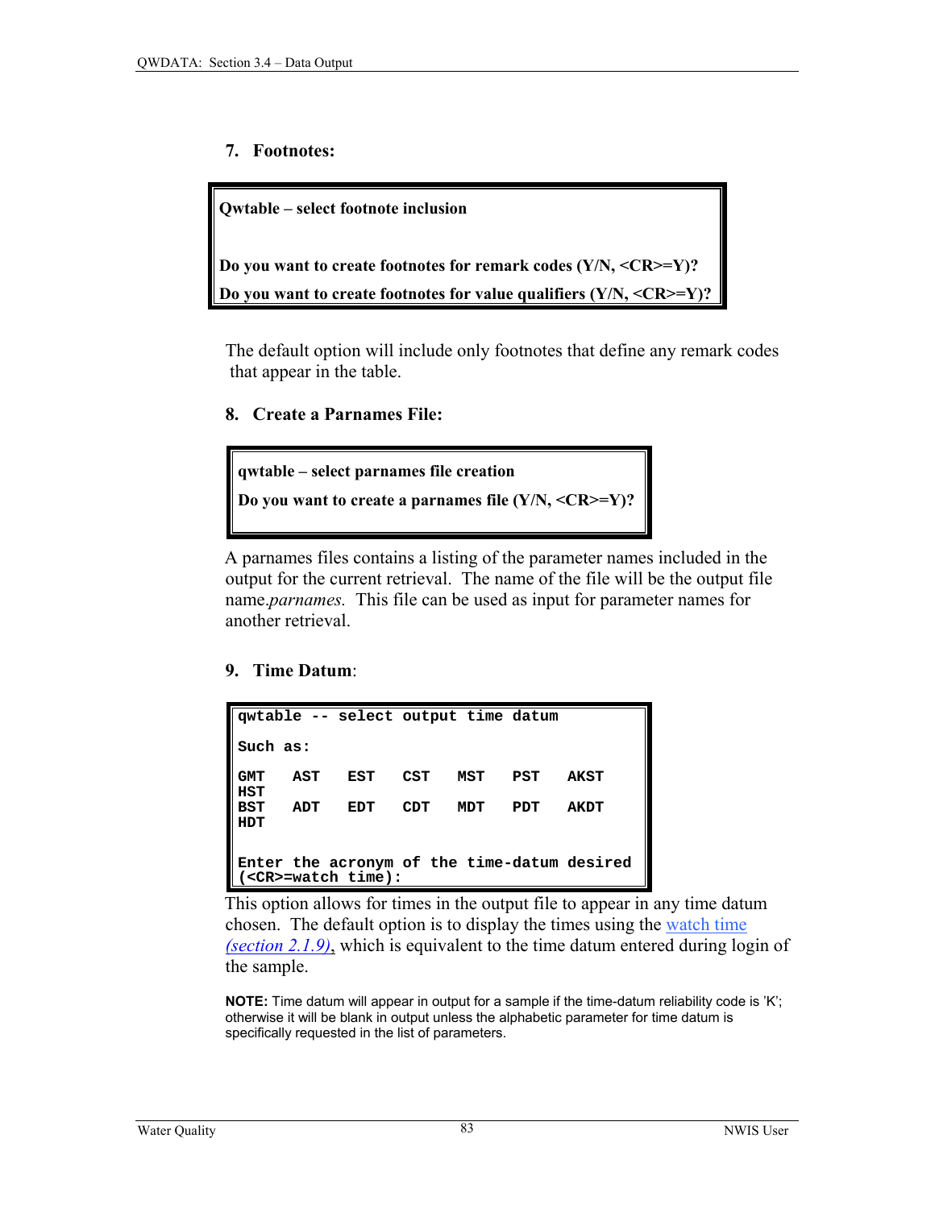### 7. Footnotes:

```
Qwtable – select footnote inclusion

Do you want to create footnotes for remark codes (Y/N, <CR>=Y)?
Do you want to create footnotes for value qualifiers (Y/N, <CR>=Y)?
```

The default option will include only footnotes that define any remark codes that appear in the table.

### 8. Create a Parnames File:

```
qwtable – select parnames file creation
Do you want to create a parnames file (Y/N, <CR>=Y)?
```

A parnames files contains a listing of the parameter names included in the output for the current retrieval. The name of the file will be the output file name.*parnames.* This file can be used as input for parameter names for another retrieval.

### 9. Time Datum:

```
qwtable -- select output time datum

Such as:

GMT   AST   EST   CST   MST   PST   AKST
HST
BST   ADT   EDT   CDT   MDT   PDT   AKDT
HDT

Enter the acronym of the time-datum desired
(<CR>=watch time):
```

This option allows for times in the output file to appear in any time datum chosen. The default option is to display the times using the watch time *(section 2.1.9)*, which is equivalent to the time datum entered during login of the sample.

**NOTE:** Time datum will appear in output for a sample if the time-datum reliability code is 'K'; otherwise it will be blank in output unless the alphabetic parameter for time datum is specifically requested in the list of parameters.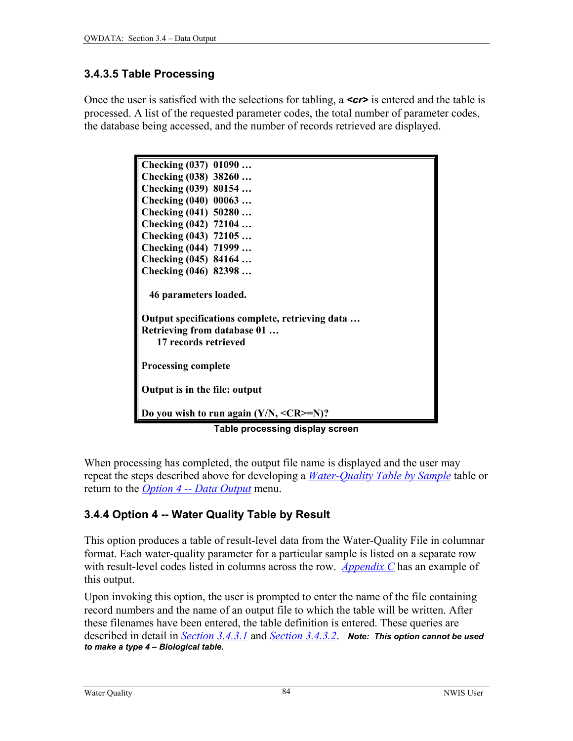### 3.4.3.5 Table Processing

Once the user is satisfied with the selections for tabling, a ***<cr>*** is entered and the table is processed. A list of the requested parameter codes, the total number of parameter codes, the database being accessed, and the number of records retrieved are displayed.

```
Checking (037)  01090 …
Checking (038)  38260 …
Checking (039)  80154 …
Checking (040)  00063 …
Checking (041)  50280 …
Checking (042)  72104 …
Checking (043)  72105 …
Checking (044)  71999 …
Checking (045)  84164 …
Checking (046)  82398 …

  46 parameters loaded.

Output specifications complete, retrieving data …
Retrieving from database 01 …
    17 records retrieved

Processing complete

Output is in the file: output

Do you wish to run again (Y/N, <CR>=N)?
```

**Table processing display screen**

When processing has completed, the output file name is displayed and the user may repeat the steps described above for developing a *Water-Quality Table by Sample* table or return to the *Option 4 -- Data Output* menu.

### 3.4.4 Option 4 -- Water Quality Table by Result

This option produces a table of result-level data from the Water-Quality File in columnar format. Each water-quality parameter for a particular sample is listed on a separate row with result-level codes listed in columns across the row. *Appendix C* has an example of this output.

Upon invoking this option, the user is prompted to enter the name of the file containing record numbers and the name of an output file to which the table will be written. After these filenames have been entered, the table definition is entered. These queries are described in detail in *Section 3.4.3.1* and *Section 3.4.3.2*. ***Note: This option cannot be used to make a type 4 – Biological table.***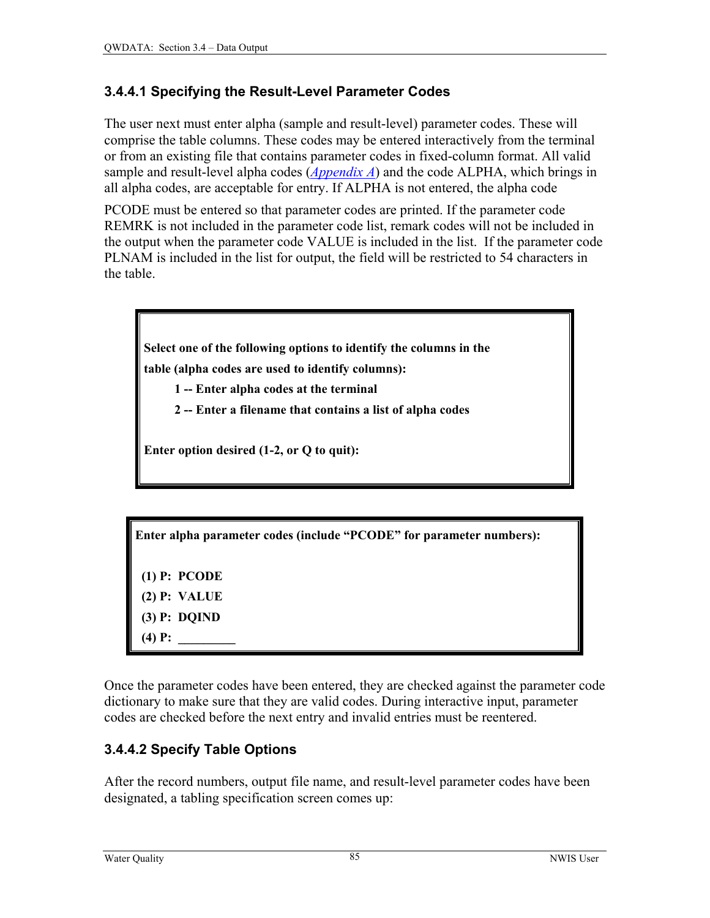### 3.4.4.1 Specifying the Result-Level Parameter Codes

The user next must enter alpha (sample and result-level) parameter codes. These will comprise the table columns. These codes may be entered interactively from the terminal or from an existing file that contains parameter codes in fixed-column format. All valid sample and result-level alpha codes (*Appendix A*) and the code ALPHA, which brings in all alpha codes, are acceptable for entry. If ALPHA is not entered, the alpha code

PCODE must be entered so that parameter codes are printed. If the parameter code REMRK is not included in the parameter code list, remark codes will not be included in the output when the parameter code VALUE is included in the list. If the parameter code PLNAM is included in the list for output, the field will be restricted to 54 characters in the table.

```
Select one of the following options to identify the columns in the
table (alpha codes are used to identify columns):
        1 -- Enter alpha codes at the terminal
        2 -- Enter a filename that contains a list of alpha codes

Enter option desired (1-2, or Q to quit):
```

```
Enter alpha parameter codes (include "PCODE" for parameter numbers):

 (1) P:  PCODE
 (2) P:  VALUE
 (3) P:  DQIND
 (4) P:  _________
```

Once the parameter codes have been entered, they are checked against the parameter code dictionary to make sure that they are valid codes. During interactive input, parameter codes are checked before the next entry and invalid entries must be reentered.

### 3.4.4.2 Specify Table Options

After the record numbers, output file name, and result-level parameter codes have been designated, a tabling specification screen comes up: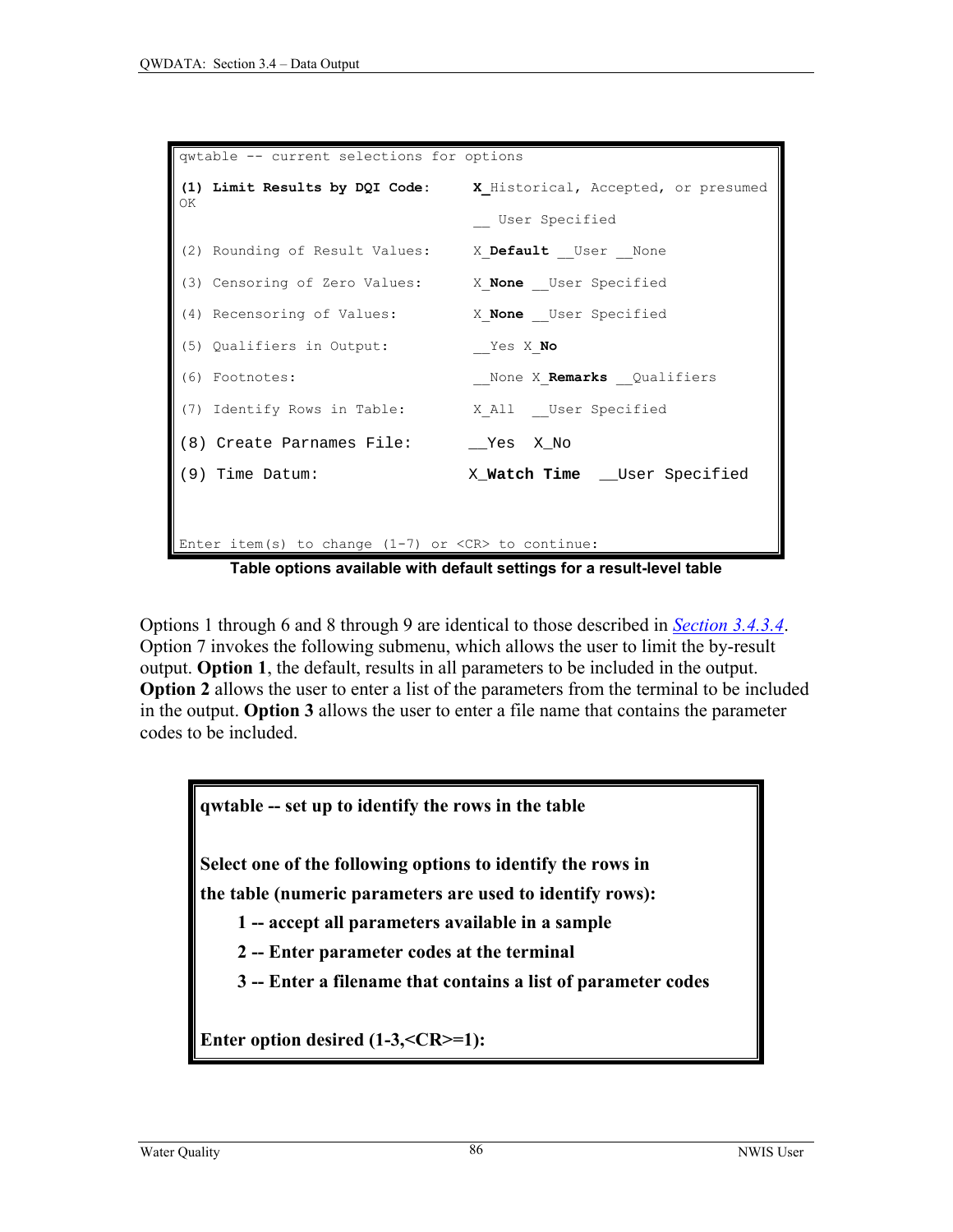```
qwtable -- current selections for options

(1) Limit Results by DQI Code:     X_Historical, Accepted, or presumed
OK
                                   __ User Specified

(2) Rounding of Result Values:     X_Default __User __None

(3) Censoring of Zero Values:      X_None __User Specified

(4) Recensoring of Values:         X_None __User Specified

(5) Qualifiers in Output:          __Yes X_No

(6) Footnotes:                     __None X_Remarks __Qualifiers

(7) Identify Rows in Table:        X_All  __User Specified

(8) Create Parnames File:          __Yes  X_No

(9) Time Datum:                    X_Watch Time  __User Specified


Enter item(s) to change (1-7) or <CR> to continue:
```

**Table options available with default settings for a result-level table**

Options 1 through 6 and 8 through 9 are identical to those described in *Section 3.4.3.4*. Option 7 invokes the following submenu, which allows the user to limit the by-result output. **Option 1**, the default, results in all parameters to be included in the output. **Option 2** allows the user to enter a list of the parameters from the terminal to be included in the output. **Option 3** allows the user to enter a file name that contains the parameter codes to be included.

```
qwtable -- set up to identify the rows in the table

Select one of the following options to identify the rows in
the table (numeric parameters are used to identify rows):
     1 -- accept all parameters available in a sample
     2 -- Enter parameter codes at the terminal
     3 -- Enter a filename that contains a list of parameter codes

Enter option desired (1-3,<CR>=1):
```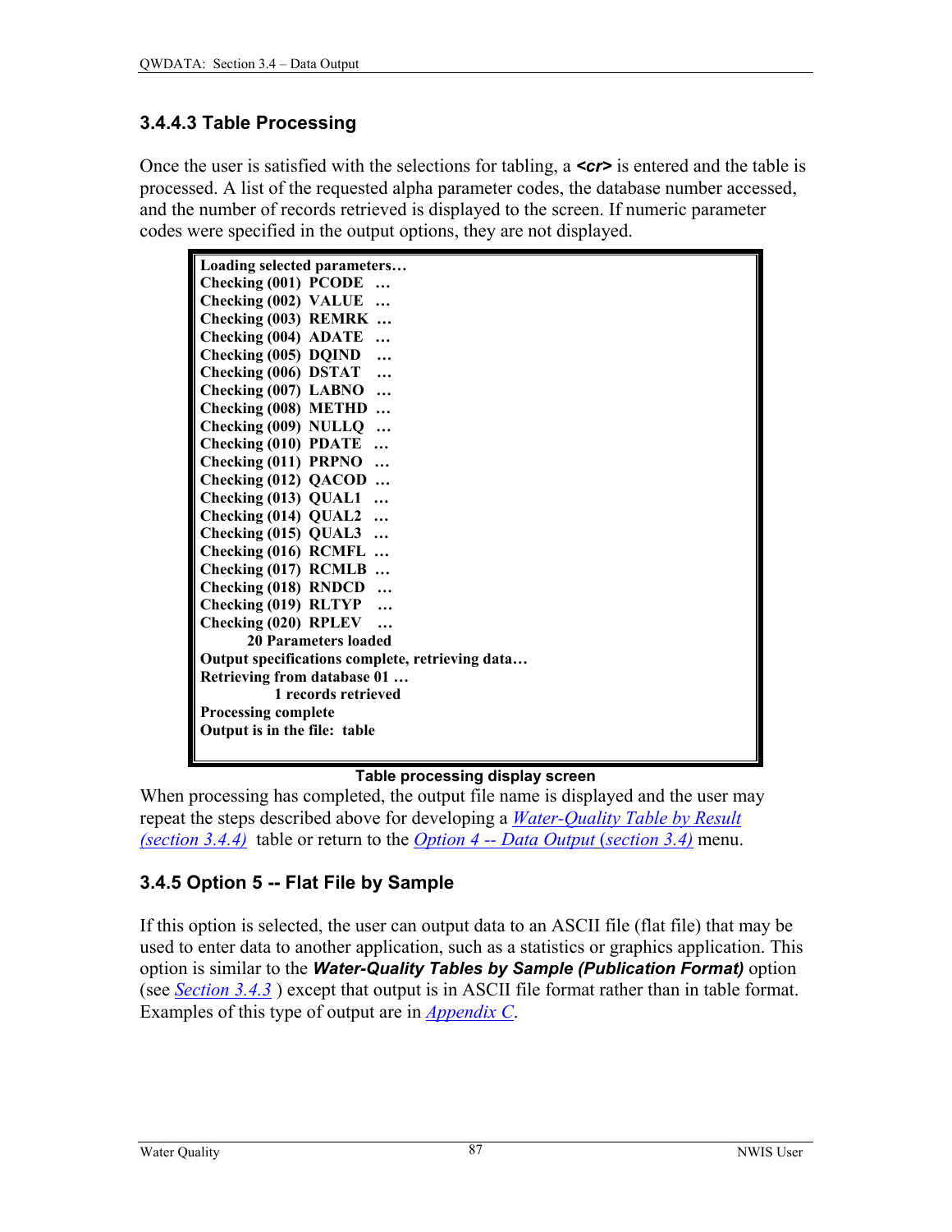### 3.4.4.3 Table Processing

Once the user is satisfied with the selections for tabling, a ***<cr>*** is entered and the table is processed. A list of the requested alpha parameter codes, the database number accessed, and the number of records retrieved is displayed to the screen. If numeric parameter codes were specified in the output options, they are not displayed.

```
Loading selected parameters…
Checking (001)  PCODE   …
Checking (002)  VALUE   …
Checking (003)  REMRK  …
Checking (004)  ADATE   …
Checking (005)  DQIND   …
Checking (006)  DSTAT   …
Checking (007)  LABNO   …
Checking (008)  METHD  …
Checking (009)  NULLQ   …
Checking (010)  PDATE   …
Checking (011)  PRPNO   …
Checking (012)  QACOD  …
Checking (013)  QUAL1   …
Checking (014)  QUAL2   …
Checking (015)  QUAL3   …
Checking (016)  RCMFL  …
Checking (017)  RCMLB  …
Checking (018)  RNDCD   …
Checking (019)  RLTYP    …
Checking (020)  RPLEV    …
        20 Parameters loaded
Output specifications complete, retrieving data…
Retrieving from database 01 …
             1 records retrieved
Processing complete
Output is in the file:  table
```

**Table processing display screen**

When processing has completed, the output file name is displayed and the user may repeat the steps described above for developing a *Water-Quality Table by Result (section 3.4.4)* table or return to the *Option 4 -- Data Output* (*section 3.4)* menu.

### 3.4.5 Option 5 -- Flat File by Sample

If this option is selected, the user can output data to an ASCII file (flat file) that may be used to enter data to another application, such as a statistics or graphics application. This option is similar to the ***Water-Quality Tables by Sample (Publication Format)*** option (see *Section 3.4.3* ) except that output is in ASCII file format rather than in table format. Examples of this type of output are in *Appendix C*.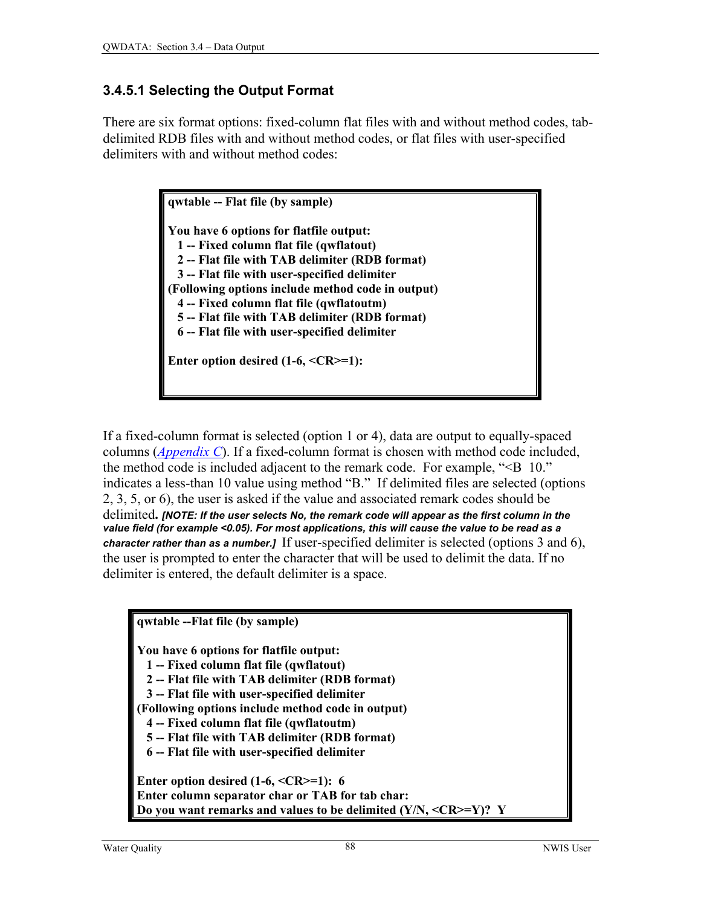### 3.4.5.1 Selecting the Output Format

There are six format options: fixed-column flat files with and without method codes, tab-delimited RDB files with and without method codes, or flat files with user-specified delimiters with and without method codes:

```
qwtable -- Flat file (by sample)

You have 6 options for flatfile output:
   1 -- Fixed column flat file (qwflatout)
   2 -- Flat file with TAB delimiter (RDB format)
   3 -- Flat file with user-specified delimiter
(Following options include method code in output)
   4 -- Fixed column flat file (qwflatoutm)
   5 -- Flat file with TAB delimiter (RDB format)
   6 -- Flat file with user-specified delimiter

Enter option desired (1-6, <CR>=1):
```

If a fixed-column format is selected (option 1 or 4), data are output to equally-spaced columns (Appendix C). If a fixed-column format is chosen with method code included, the method code is included adjacent to the remark code. For example, "<B 10." indicates a less-than 10 value using method "B." If delimited files are selected (options 2, 3, 5, or 6), the user is asked if the value and associated remark codes should be delimited. ***[NOTE: If the user selects No, the remark code will appear as the first column in the value field (for example <0.05). For most applications, this will cause the value to be read as a character rather than as a number.]*** If user-specified delimiter is selected (options 3 and 6), the user is prompted to enter the character that will be used to delimit the data. If no delimiter is entered, the default delimiter is a space.

```
qwtable --Flat file (by sample)

You have 6 options for flatfile output:
   1 -- Fixed column flat file (qwflatout)
   2 -- Flat file with TAB delimiter (RDB format)
   3 -- Flat file with user-specified delimiter
(Following options include method code in output)
   4 -- Fixed column flat file (qwflatoutm)
   5 -- Flat file with TAB delimiter (RDB format)
   6 -- Flat file with user-specified delimiter

Enter option desired (1-6, <CR>=1):  6
Enter column separator char or TAB for tab char:
Do you want remarks and values to be delimited (Y/N, <CR>=Y)?  Y
```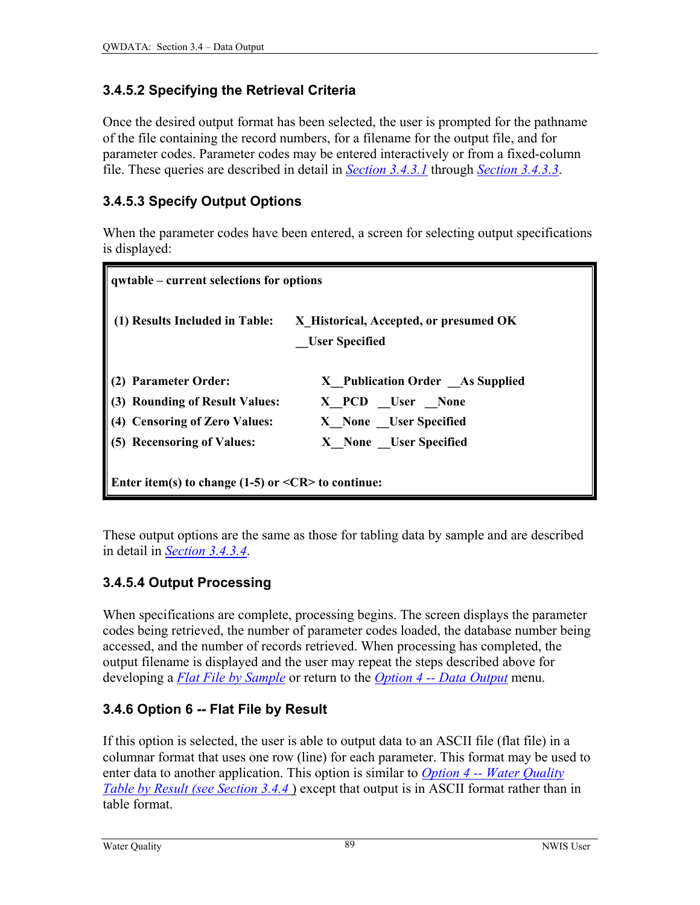### 3.4.5.2 Specifying the Retrieval Criteria

Once the desired output format has been selected, the user is prompted for the pathname of the file containing the record numbers, for a filename for the output file, and for parameter codes. Parameter codes may be entered interactively or from a fixed-column file. These queries are described in detail in Section 3.4.3.1 through Section 3.4.3.3.

### 3.4.5.3 Specify Output Options

When the parameter codes have been entered, a screen for selecting output specifications is displayed:

```
qwtable – current selections for options

 (1) Results Included in Table:    X_Historical, Accepted, or presumed OK
                                   __User Specified

(2)  Parameter Order:                 X__Publication Order  __As Supplied
(3)  Rounding of Result Values:       X__PCD  __User  __None
(4)  Censoring of Zero Values:        X__None  __User Specified
(5)  Recensoring of Values:           X__None  __User Specified

Enter item(s) to change (1-5) or <CR> to continue:
```

These output options are the same as those for tabling data by sample and are described in detail in Section 3.4.3.4.

### 3.4.5.4 Output Processing

When specifications are complete, processing begins. The screen displays the parameter codes being retrieved, the number of parameter codes loaded, the database number being accessed, and the number of records retrieved. When processing has completed, the output filename is displayed and the user may repeat the steps described above for developing a Flat File by Sample or return to the Option 4 -- Data Output menu.

## 3.4.6 Option 6 -- Flat File by Result

If this option is selected, the user is able to output data to an ASCII file (flat file) in a columnar format that uses one row (line) for each parameter. This format may be used to enter data to another application. This option is similar to Option 4 -- Water Quality Table by Result (see Section 3.4.4 ) except that output is in ASCII format rather than in table format.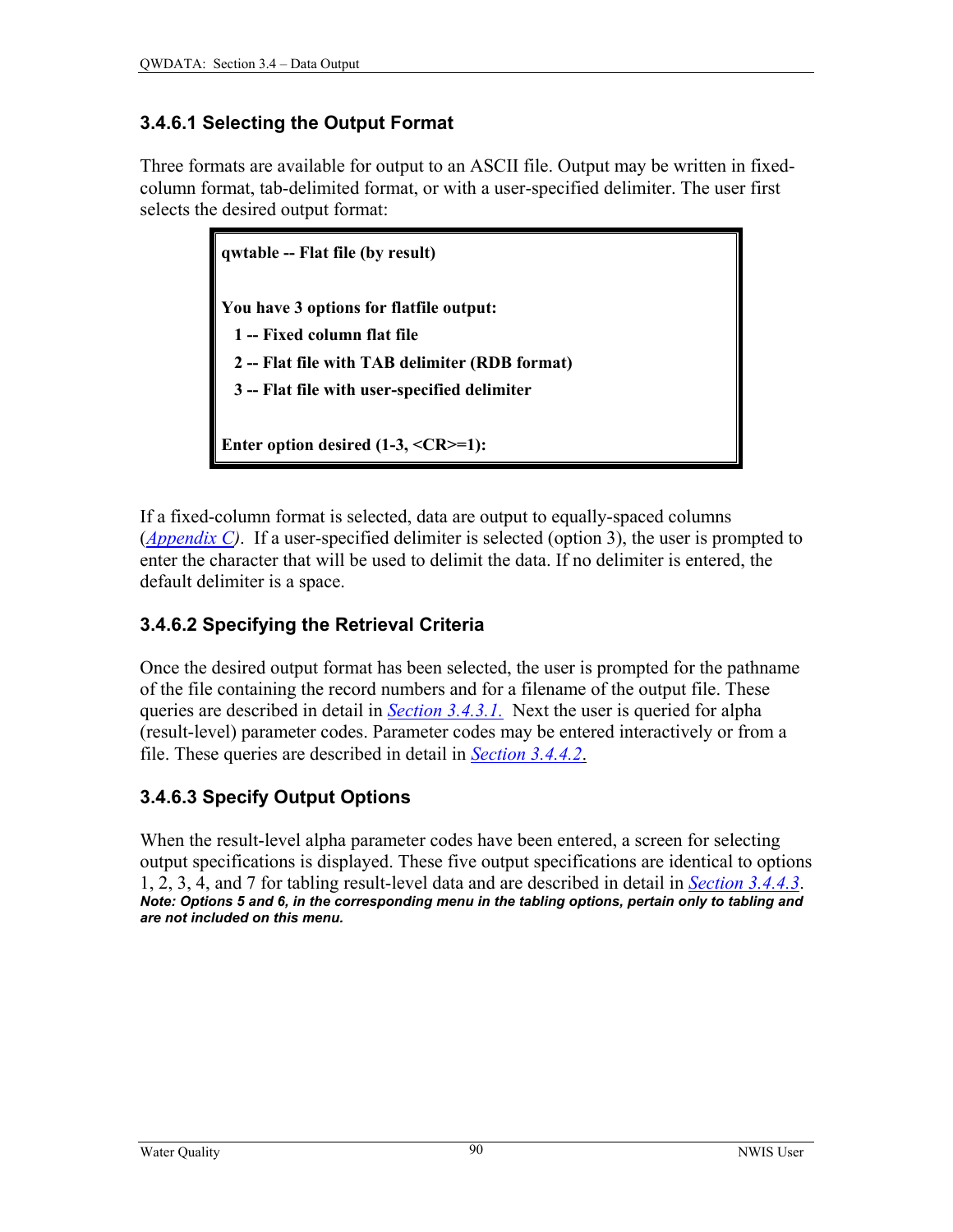### 3.4.6.1 Selecting the Output Format

Three formats are available for output to an ASCII file. Output may be written in fixed-column format, tab-delimited format, or with a user-specified delimiter. The user first selects the desired output format:

```
qwtable -- Flat file (by result)

You have 3 options for flatfile output:
  1 -- Fixed column flat file
  2 -- Flat file with TAB delimiter (RDB format)
  3 -- Flat file with user-specified delimiter

Enter option desired (1-3, <CR>=1):
```

If a fixed-column format is selected, data are output to equally-spaced columns (*Appendix C*). If a user-specified delimiter is selected (option 3), the user is prompted to enter the character that will be used to delimit the data. If no delimiter is entered, the default delimiter is a space.

### 3.4.6.2 Specifying the Retrieval Criteria

Once the desired output format has been selected, the user is prompted for the pathname of the file containing the record numbers and for a filename of the output file. These queries are described in detail in *Section 3.4.3.1.* Next the user is queried for alpha (result-level) parameter codes. Parameter codes may be entered interactively or from a file. These queries are described in detail in *Section 3.4.4.2*.

### 3.4.6.3 Specify Output Options

When the result-level alpha parameter codes have been entered, a screen for selecting output specifications is displayed. These five output specifications are identical to options 1, 2, 3, 4, and 7 for tabling result-level data and are described in detail in *Section 3.4.4.3*.
***Note: Options 5 and 6, in the corresponding menu in the tabling options, pertain only to tabling and are not included on this menu.***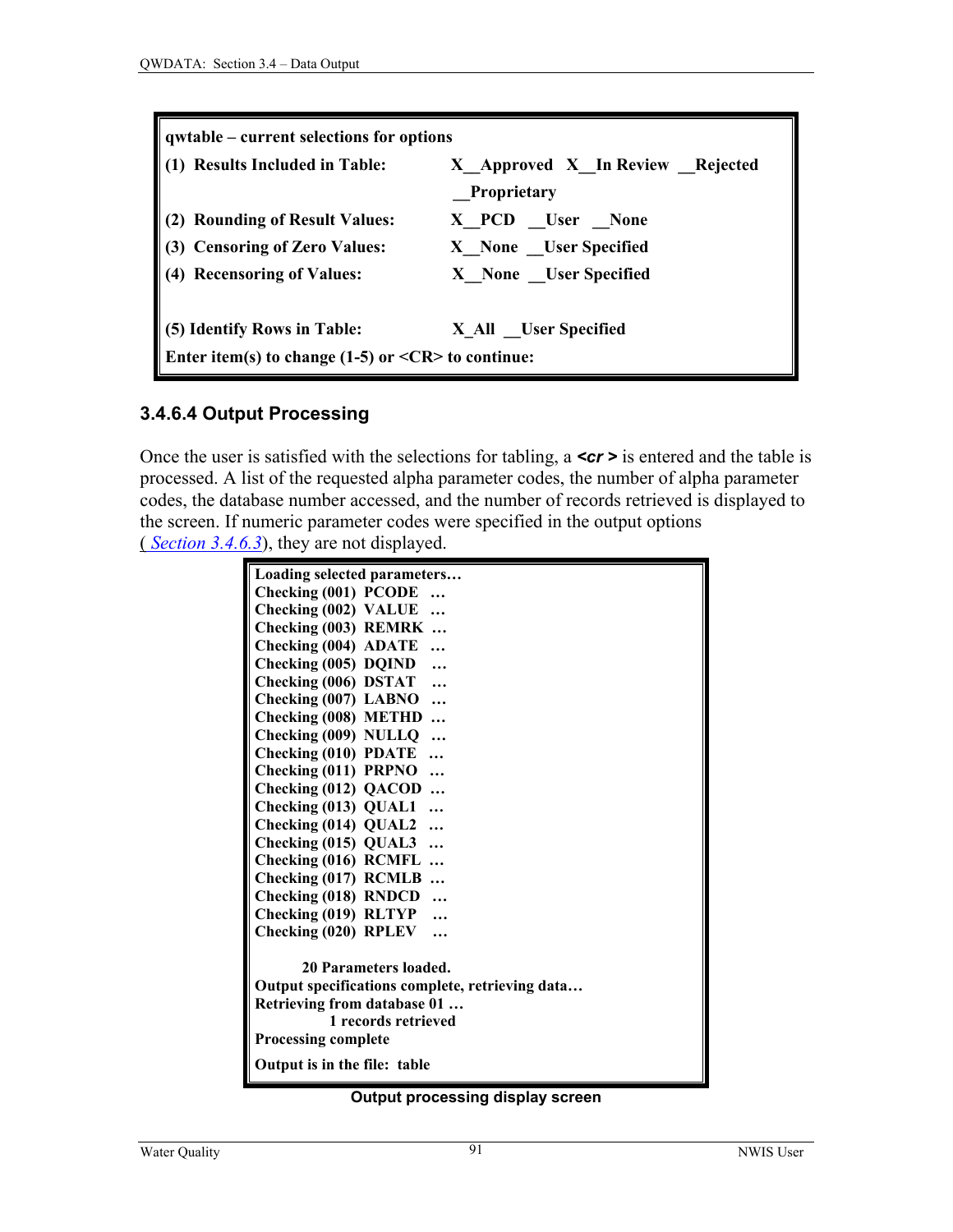```
qwtable – current selections for options
(1)  Results Included in Table:        X__Approved  X__In Review  __Rejected
                                       __Proprietary
(2)  Rounding of Result Values:        X__PCD  __User  __None
(3)  Censoring of Zero Values:         X__None  __User Specified
(4)  Recensoring of Values:            X__None  __User Specified

(5) Identify Rows in Table:            X_All  __User Specified
Enter item(s) to change (1-5) or <CR> to continue:
```

#### 3.4.6.4 Output Processing

Once the user is satisfied with the selections for tabling, a ***<cr >*** is entered and the table is processed. A list of the requested alpha parameter codes, the number of alpha parameter codes, the database number accessed, and the number of records retrieved is displayed to the screen. If numeric parameter codes were specified in the output options ( *Section 3.4.6.3*), they are not displayed.

```
Loading selected parameters…
Checking (001)  PCODE  …
Checking (002)  VALUE  …
Checking (003)  REMRK  …
Checking (004)  ADATE  …
Checking (005)  DQIND  …
Checking (006)  DSTAT  …
Checking (007)  LABNO  …
Checking (008)  METHD  …
Checking (009)  NULLQ  …
Checking (010)  PDATE  …
Checking (011)  PRPNO  …
Checking (012)  QACOD  …
Checking (013)  QUAL1  …
Checking (014)  QUAL2  …
Checking (015)  QUAL3  …
Checking (016)  RCMFL  …
Checking (017)  RCMLB  …
Checking (018)  RNDCD  …
Checking (019)  RLTYP  …
Checking (020)  RPLEV  …

        20 Parameters loaded.
Output specifications complete, retrieving data…
Retrieving from database 01 …
             1 records retrieved
Processing complete
Output is in the file:  table
```

**Output processing display screen**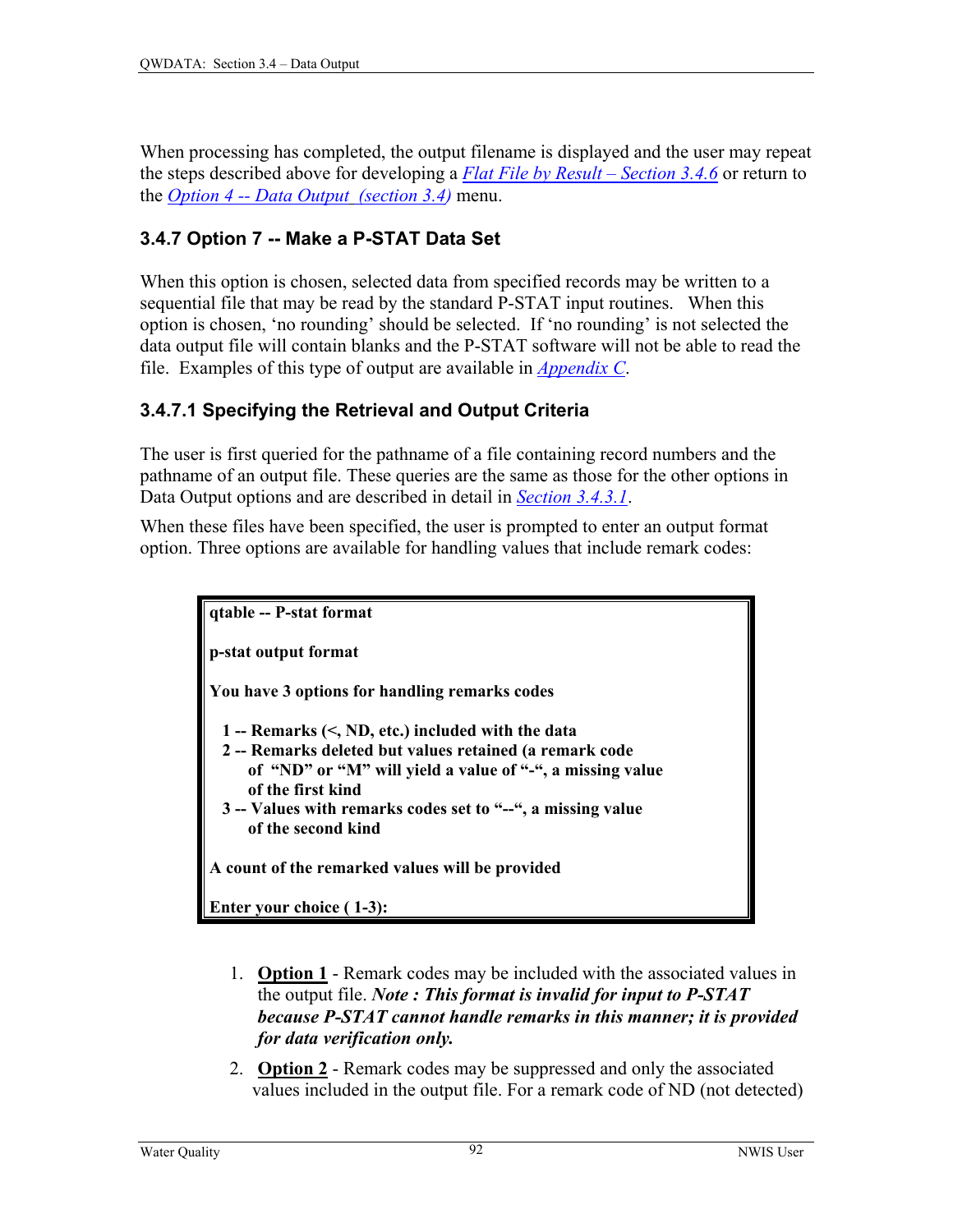When processing has completed, the output filename is displayed and the user may repeat the steps described above for developing a [Flat File by Result – Section 3.4.6] or return to the [Option 4 -- Data Output (section 3.4)] menu.

### 3.4.7 Option 7 -- Make a P-STAT Data Set

When this option is chosen, selected data from specified records may be written to a sequential file that may be read by the standard P-STAT input routines. When this option is chosen, 'no rounding' should be selected. If 'no rounding' is not selected the data output file will contain blanks and the P-STAT software will not be able to read the file. Examples of this type of output are available in [Appendix C].

#### 3.4.7.1 Specifying the Retrieval and Output Criteria

The user is first queried for the pathname of a file containing record numbers and the pathname of an output file. These queries are the same as those for the other options in Data Output options and are described in detail in [Section 3.4.3.1].

When these files have been specified, the user is prompted to enter an output format option. Three options are available for handling values that include remark codes:

```
qtable -- P-stat format

p-stat output format

You have 3 options for handling remarks codes

  1 -- Remarks (<, ND, etc.) included with the data
  2 -- Remarks deleted but values retained (a remark code
       of "ND" or "M" will yield a value of "-", a missing value
       of the first kind
  3 -- Values with remarks codes set to "--", a missing value
       of the second kind

A count of the remarked values will be provided

Enter your choice ( 1-3):
```

1. **Option 1** - Remark codes may be included with the associated values in the output file. ***Note : This format is invalid for input to P-STAT because P-STAT cannot handle remarks in this manner; it is provided for data verification only.***
2. **Option 2** - Remark codes may be suppressed and only the associated values included in the output file. For a remark code of ND (not detected)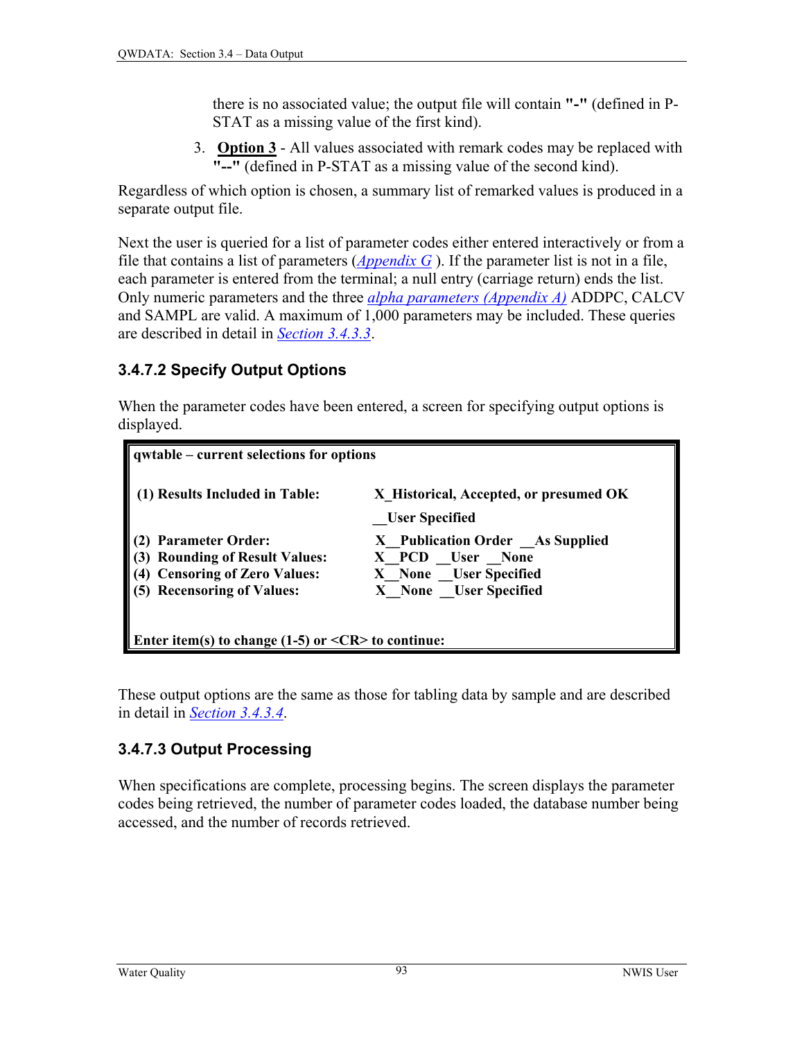there is no associated value; the output file will contain **"-"** (defined in P-STAT as a missing value of the first kind).

3. **Option 3** - All values associated with remark codes may be replaced with **"--"** (defined in P-STAT as a missing value of the second kind).

Regardless of which option is chosen, a summary list of remarked values is produced in a separate output file.

Next the user is queried for a list of parameter codes either entered interactively or from a file that contains a list of parameters (*Appendix G* ). If the parameter list is not in a file, each parameter is entered from the terminal; a null entry (carriage return) ends the list. Only numeric parameters and the three *alpha parameters (Appendix A)* ADDPC, CALCV and SAMPL are valid. A maximum of 1,000 parameters may be included. These queries are described in detail in *Section 3.4.3.3*.

### 3.4.7.2 Specify Output Options

When the parameter codes have been entered, a screen for specifying output options is displayed.

```
qwtable – current selections for options

 (1) Results Included in Table:      X_Historical, Accepted, or presumed OK
                                     __User Specified
 (2) Parameter Order:                 X__Publication Order  __As Supplied
 (3) Rounding of Result Values:      X__PCD  __User  __None
 (4) Censoring of Zero Values:       X__None  __User Specified
 (5) Recensoring of Values:           X__None  __User Specified


Enter item(s) to change (1-5) or <CR> to continue:
```

These output options are the same as those for tabling data by sample and are described in detail in *Section 3.4.3.4*.

### 3.4.7.3 Output Processing

When specifications are complete, processing begins. The screen displays the parameter codes being retrieved, the number of parameter codes loaded, the database number being accessed, and the number of records retrieved.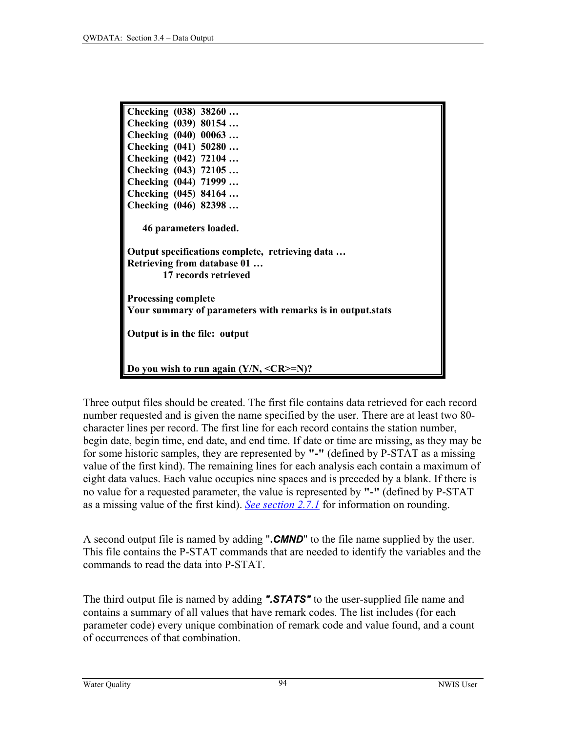```
Checking  (038)  38260 …
Checking  (039)  80154 …
Checking  (040)  00063 …
Checking  (041)  50280 …
Checking  (042)  72104 …
Checking  (043)  72105 …
Checking  (044)  71999 …
Checking  (045)  84164 …
Checking  (046)  82398 …

    46 parameters loaded.

Output specifications complete,  retrieving data …
Retrieving from database 01 …
         17 records retrieved

Processing complete
Your summary of parameters with remarks is in output.stats

Output is in the file:  output


Do you wish to run again (Y/N, <CR>=N)?
```

Three output files should be created. The first file contains data retrieved for each record number requested and is given the name specified by the user. There are at least two 80-character lines per record. The first line for each record contains the station number, begin date, begin time, end date, and end time. If date or time are missing, as they may be for some historic samples, they are represented by **"-"** (defined by P-STAT as a missing value of the first kind). The remaining lines for each analysis each contain a maximum of eight data values. Each value occupies nine spaces and is preceded by a blank. If there is no value for a requested parameter, the value is represented by **"-"** (defined by P-STAT as a missing value of the first kind). *See section 2.7.1* for information on rounding.

A second output file is named by adding "***.CMND***" to the file name supplied by the user. This file contains the P-STAT commands that are needed to identify the variables and the commands to read the data into P-STAT.

The third output file is named by adding ***".STATS"*** to the user-supplied file name and contains a summary of all values that have remark codes. The list includes (for each parameter code) every unique combination of remark code and value found, and a count of occurrences of that combination.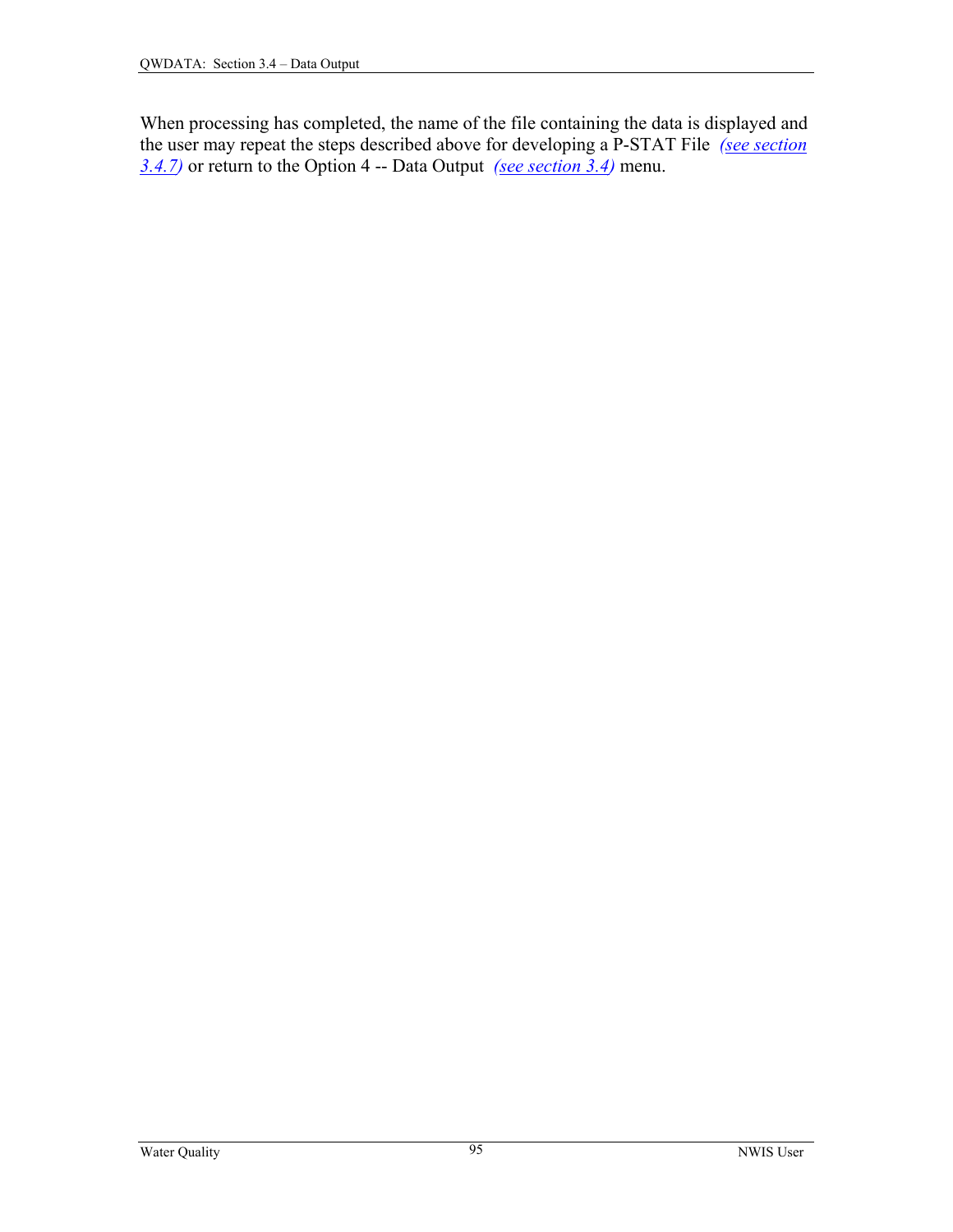When processing has completed, the name of the file containing the data is displayed and the user may repeat the steps described above for developing a P-STAT File *(see section 3.4.7)* or return to the Option 4 -- Data Output *(see section 3.4)* menu.